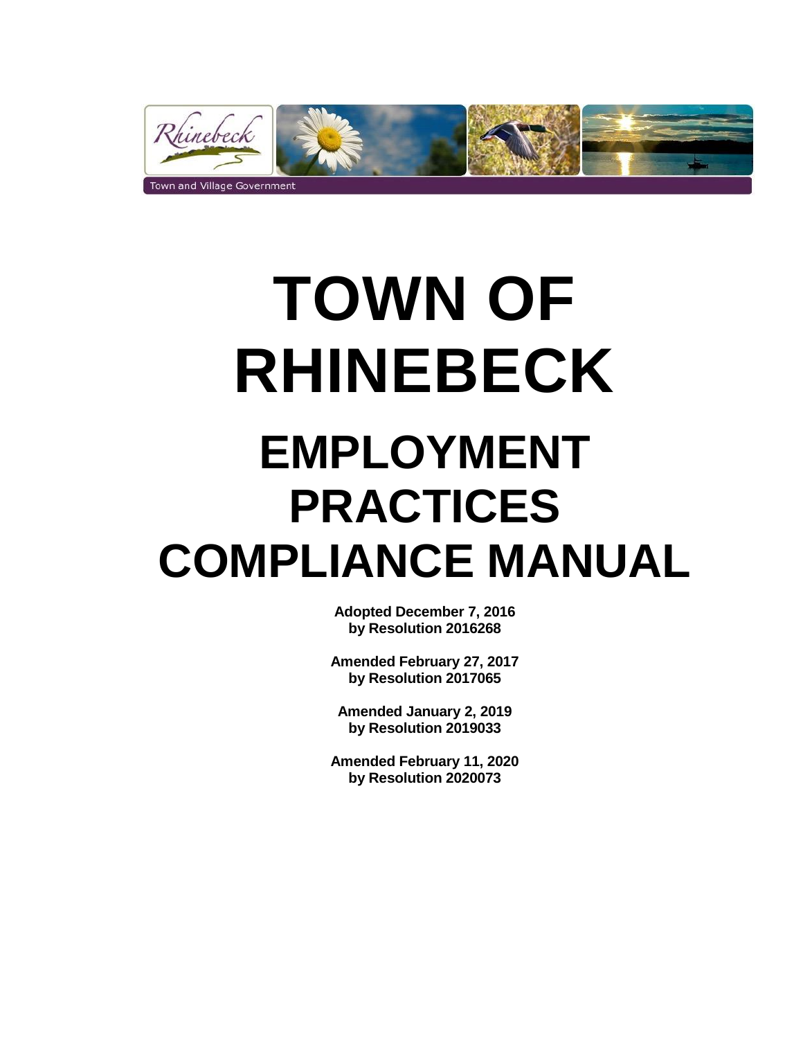Rhinebeck

Town and Village Government

# TOWN OF RHINEBECK

# EMPLOYMENT PRACTICES COMPLIANCE MANUAL

**Adopted December 7, 2016**
**by Resolution 2016268**

**Amended February 27, 2017**
**by Resolution 2017065**

**Amended January 2, 2019**
**by Resolution 2019033**

**Amended February 11, 2020**
**by Resolution 2020073**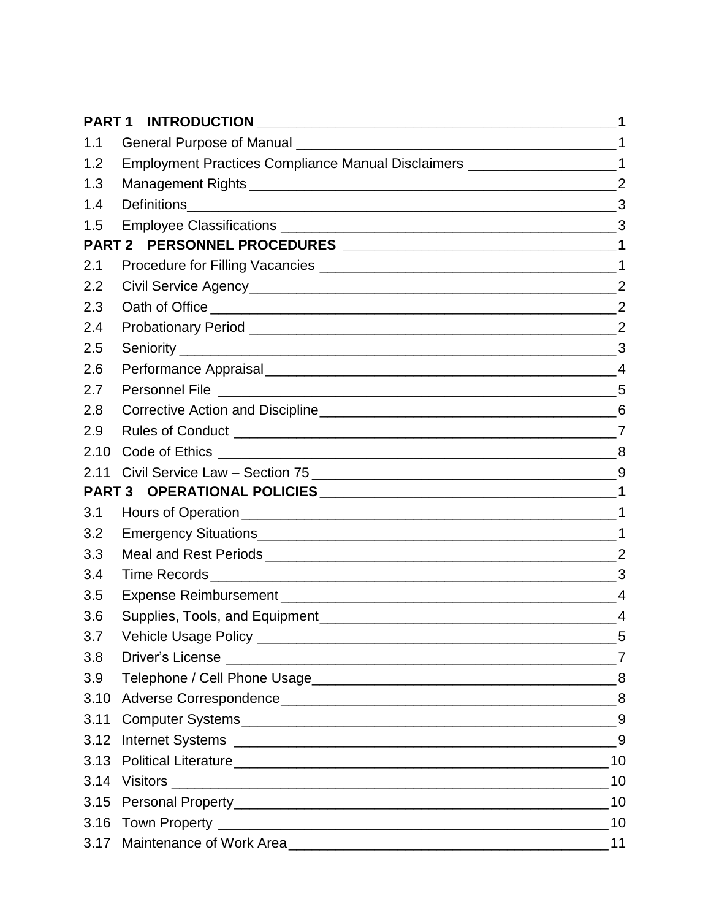| | | |
|---|---|---|
| **PART 1** | **INTRODUCTION** | **1** |
| 1.1 | General Purpose of Manual | 1 |
| 1.2 | Employment Practices Compliance Manual Disclaimers | 1 |
| 1.3 | Management Rights | 2 |
| 1.4 | Definitions | 3 |
| 1.5 | Employee Classifications | 3 |
| **PART 2** | **PERSONNEL PROCEDURES** | **1** |
| 2.1 | Procedure for Filling Vacancies | 1 |
| 2.2 | Civil Service Agency | 2 |
| 2.3 | Oath of Office | 2 |
| 2.4 | Probationary Period | 2 |
| 2.5 | Seniority | 3 |
| 2.6 | Performance Appraisal | 4 |
| 2.7 | Personnel File | 5 |
| 2.8 | Corrective Action and Discipline | 6 |
| 2.9 | Rules of Conduct | 7 |
| 2.10 | Code of Ethics | 8 |
| 2.11 | Civil Service Law – Section 75 | 9 |
| **PART 3** | **OPERATIONAL POLICIES** | **1** |
| 3.1 | Hours of Operation | 1 |
| 3.2 | Emergency Situations | 1 |
| 3.3 | Meal and Rest Periods | 2 |
| 3.4 | Time Records | 3 |
| 3.5 | Expense Reimbursement | 4 |
| 3.6 | Supplies, Tools, and Equipment | 4 |
| 3.7 | Vehicle Usage Policy | 5 |
| 3.8 | Driver's License | 7 |
| 3.9 | Telephone / Cell Phone Usage | 8 |
| 3.10 | Adverse Correspondence | 8 |
| 3.11 | Computer Systems | 9 |
| 3.12 | Internet Systems | 9 |
| 3.13 | Political Literature | 10 |
| 3.14 | Visitors | 10 |
| 3.15 | Personal Property | 10 |
| 3.16 | Town Property | 10 |
| 3.17 | Maintenance of Work Area | 11 |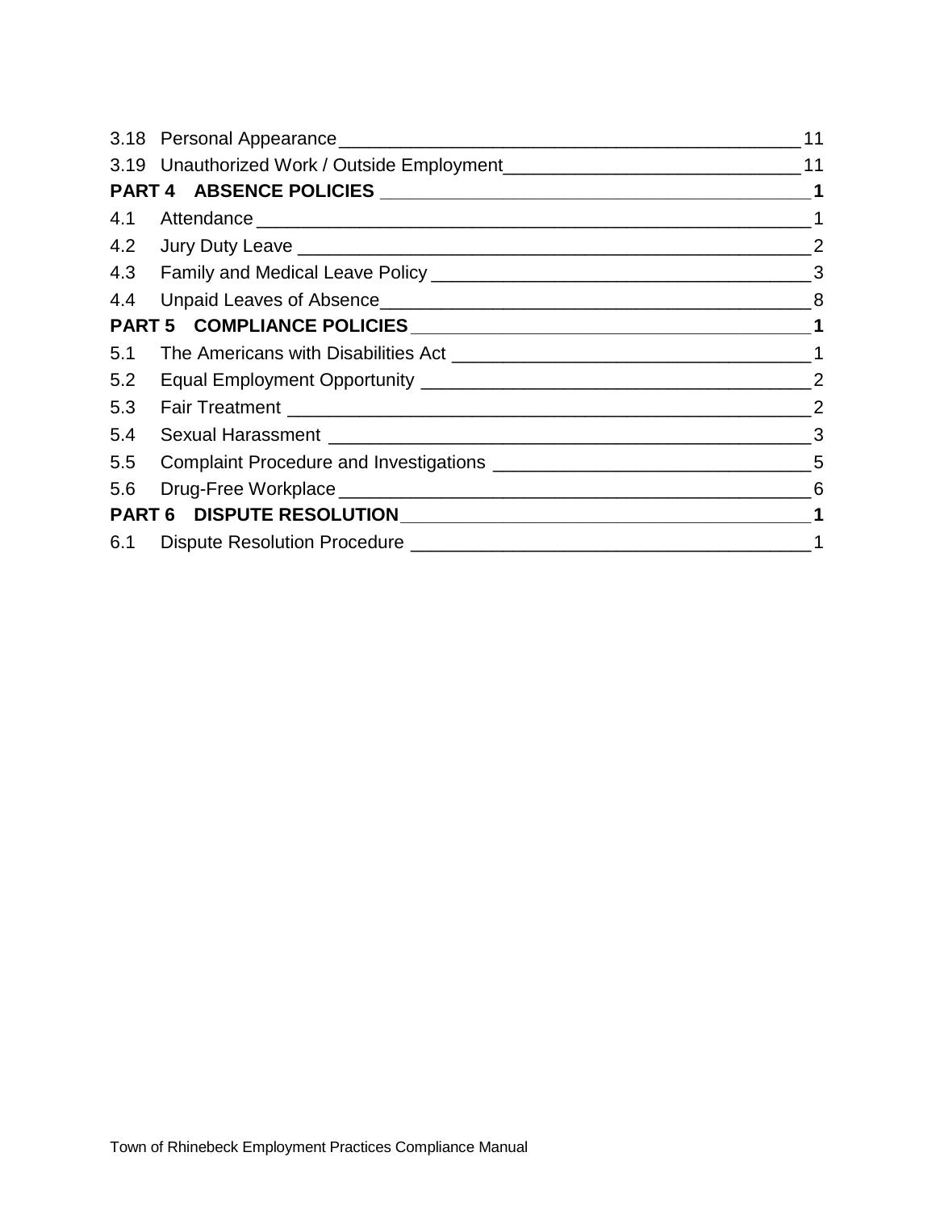3.18 Personal Appearance 11
3.19 Unauthorized Work / Outside Employment 11

**PART 4 ABSENCE POLICIES 1**

4.1 Attendance 1
4.2 Jury Duty Leave 2
4.3 Family and Medical Leave Policy 3
4.4 Unpaid Leaves of Absence 8

**PART 5 COMPLIANCE POLICIES 1**

5.1 The Americans with Disabilities Act 1
5.2 Equal Employment Opportunity 2
5.3 Fair Treatment 2
5.4 Sexual Harassment 3
5.5 Complaint Procedure and Investigations 5
5.6 Drug-Free Workplace 6

**PART 6 DISPUTE RESOLUTION 1**

6.1 Dispute Resolution Procedure 1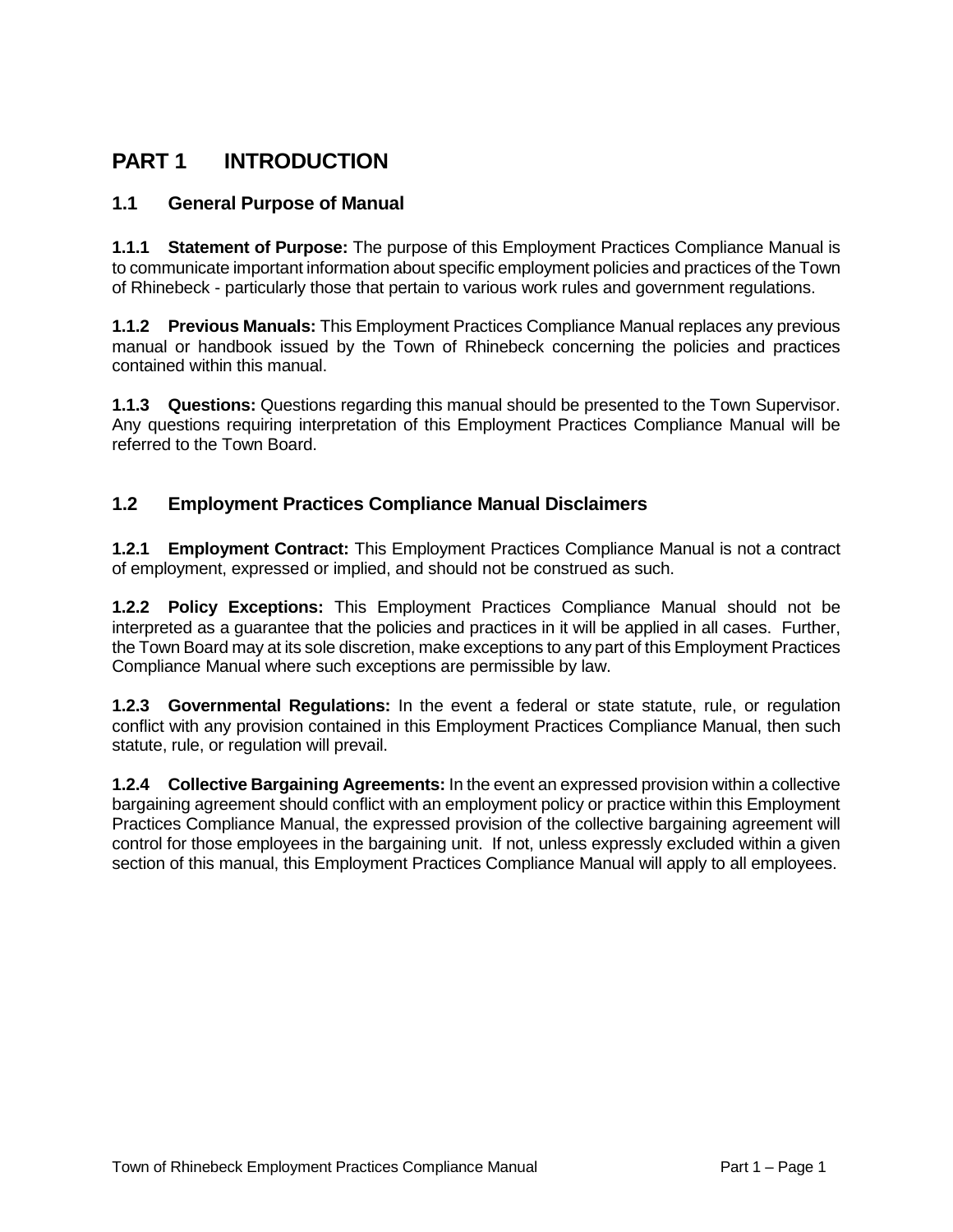# PART 1 INTRODUCTION

## 1.1 General Purpose of Manual

**1.1.1 Statement of Purpose:** The purpose of this Employment Practices Compliance Manual is to communicate important information about specific employment policies and practices of the Town of Rhinebeck - particularly those that pertain to various work rules and government regulations.

**1.1.2 Previous Manuals:** This Employment Practices Compliance Manual replaces any previous manual or handbook issued by the Town of Rhinebeck concerning the policies and practices contained within this manual.

**1.1.3 Questions:** Questions regarding this manual should be presented to the Town Supervisor. Any questions requiring interpretation of this Employment Practices Compliance Manual will be referred to the Town Board.

## 1.2 Employment Practices Compliance Manual Disclaimers

**1.2.1 Employment Contract:** This Employment Practices Compliance Manual is not a contract of employment, expressed or implied, and should not be construed as such.

**1.2.2 Policy Exceptions:** This Employment Practices Compliance Manual should not be interpreted as a guarantee that the policies and practices in it will be applied in all cases. Further, the Town Board may at its sole discretion, make exceptions to any part of this Employment Practices Compliance Manual where such exceptions are permissible by law.

**1.2.3 Governmental Regulations:** In the event a federal or state statute, rule, or regulation conflict with any provision contained in this Employment Practices Compliance Manual, then such statute, rule, or regulation will prevail.

**1.2.4 Collective Bargaining Agreements:** In the event an expressed provision within a collective bargaining agreement should conflict with an employment policy or practice within this Employment Practices Compliance Manual, the expressed provision of the collective bargaining agreement will control for those employees in the bargaining unit. If not, unless expressly excluded within a given section of this manual, this Employment Practices Compliance Manual will apply to all employees.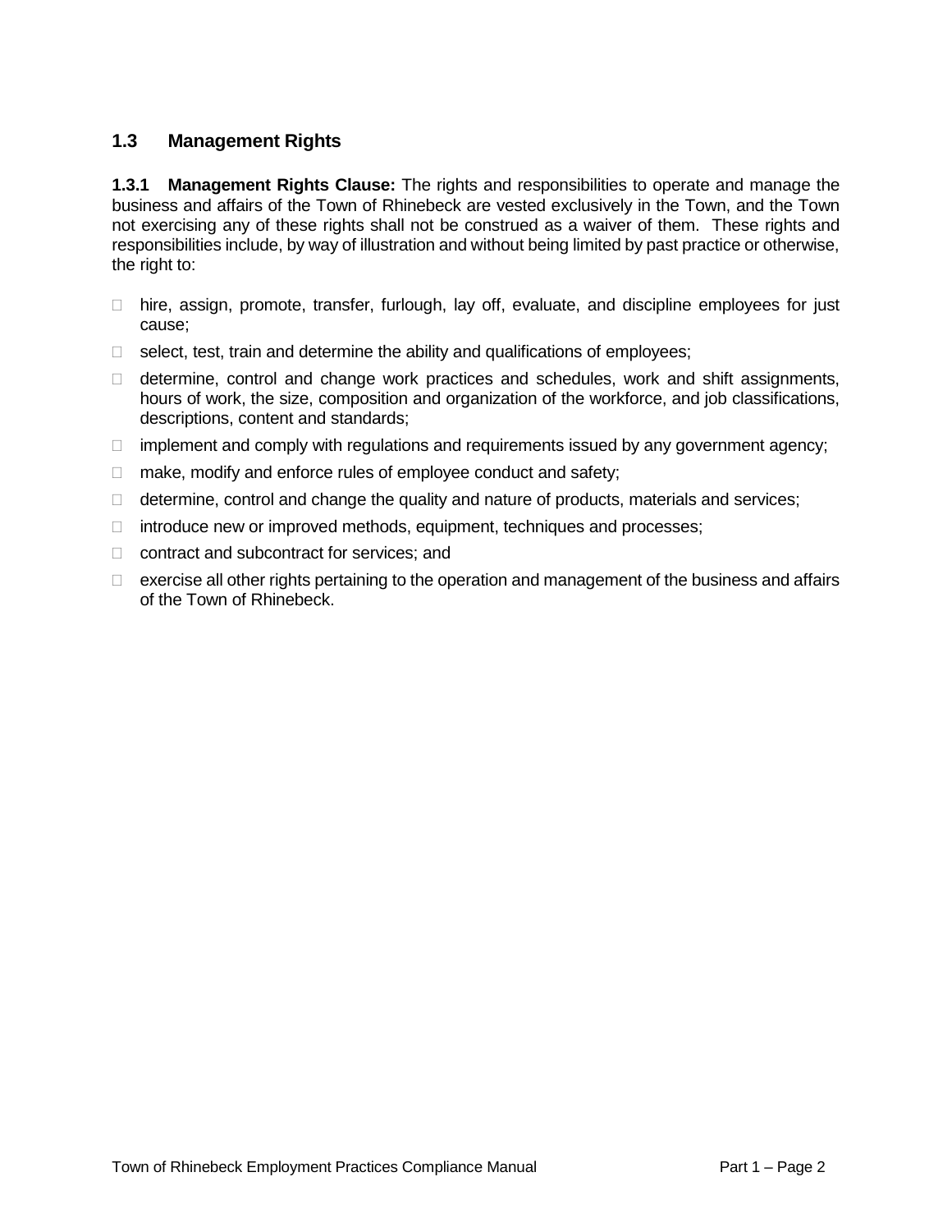## 1.3 Management Rights

**1.3.1 Management Rights Clause:** The rights and responsibilities to operate and manage the business and affairs of the Town of Rhinebeck are vested exclusively in the Town, and the Town not exercising any of these rights shall not be construed as a waiver of them. These rights and responsibilities include, by way of illustration and without being limited by past practice or otherwise, the right to:

- hire, assign, promote, transfer, furlough, lay off, evaluate, and discipline employees for just cause;
- select, test, train and determine the ability and qualifications of employees;
- determine, control and change work practices and schedules, work and shift assignments, hours of work, the size, composition and organization of the workforce, and job classifications, descriptions, content and standards;
- implement and comply with regulations and requirements issued by any government agency;
- make, modify and enforce rules of employee conduct and safety;
- determine, control and change the quality and nature of products, materials and services;
- introduce new or improved methods, equipment, techniques and processes;
- contract and subcontract for services; and
- exercise all other rights pertaining to the operation and management of the business and affairs of the Town of Rhinebeck.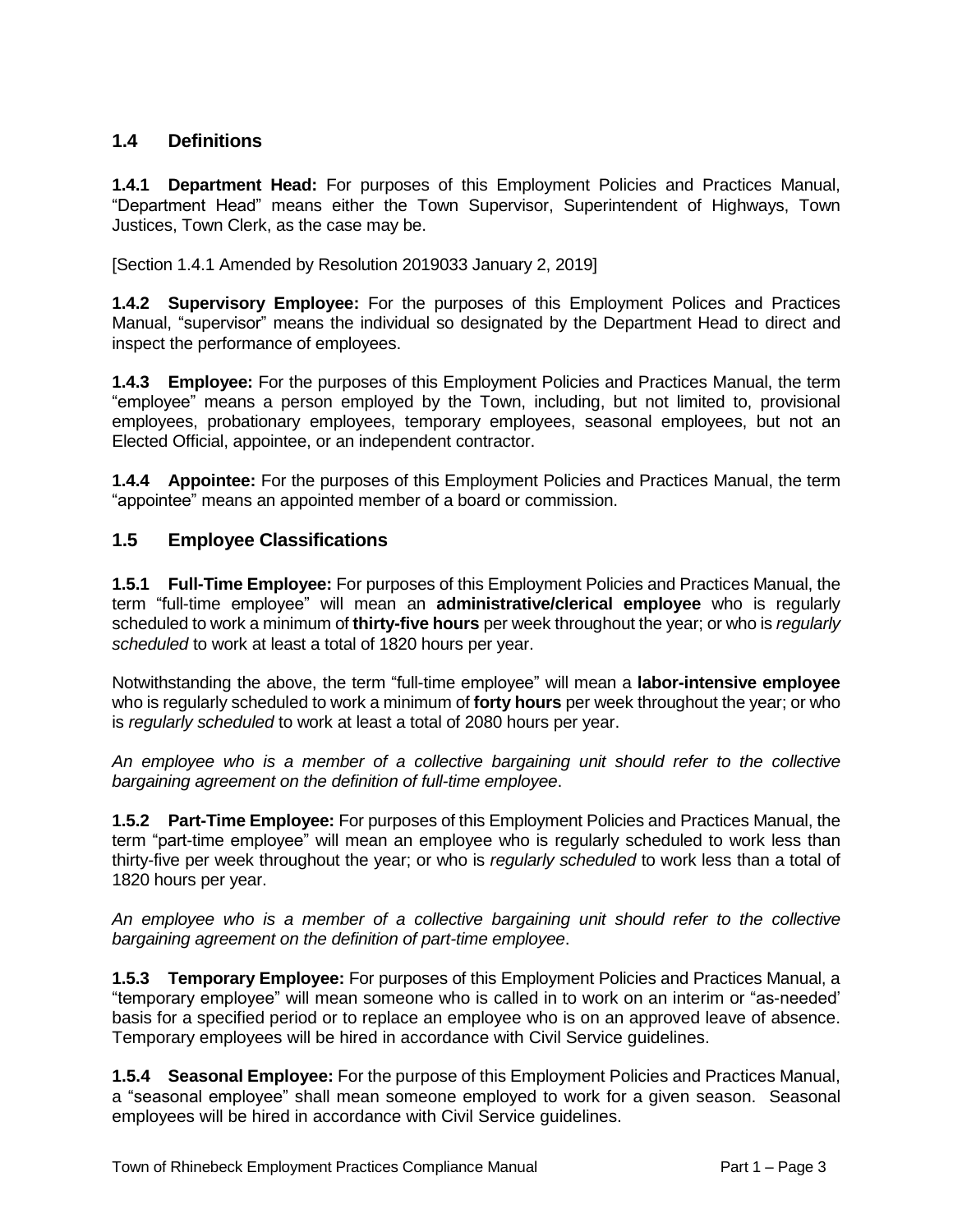## 1.4 Definitions

**1.4.1 Department Head:** For purposes of this Employment Policies and Practices Manual, "Department Head" means either the Town Supervisor, Superintendent of Highways, Town Justices, Town Clerk, as the case may be.

[Section 1.4.1 Amended by Resolution 2019033 January 2, 2019]

**1.4.2 Supervisory Employee:** For the purposes of this Employment Polices and Practices Manual, "supervisor" means the individual so designated by the Department Head to direct and inspect the performance of employees.

**1.4.3 Employee:** For the purposes of this Employment Policies and Practices Manual, the term "employee" means a person employed by the Town, including, but not limited to, provisional employees, probationary employees, temporary employees, seasonal employees, but not an Elected Official, appointee, or an independent contractor.

**1.4.4 Appointee:** For the purposes of this Employment Policies and Practices Manual, the term "appointee" means an appointed member of a board or commission.

## 1.5 Employee Classifications

**1.5.1 Full-Time Employee:** For purposes of this Employment Policies and Practices Manual, the term "full-time employee" will mean an **administrative/clerical employee** who is regularly scheduled to work a minimum of **thirty-five hours** per week throughout the year; or who is *regularly scheduled* to work at least a total of 1820 hours per year.

Notwithstanding the above, the term "full-time employee" will mean a **labor-intensive employee** who is regularly scheduled to work a minimum of **forty hours** per week throughout the year; or who is *regularly scheduled* to work at least a total of 2080 hours per year.

*An employee who is a member of a collective bargaining unit should refer to the collective bargaining agreement on the definition of full-time employee*.

**1.5.2 Part-Time Employee:** For purposes of this Employment Policies and Practices Manual, the term "part-time employee" will mean an employee who is regularly scheduled to work less than thirty-five per week throughout the year; or who is *regularly scheduled* to work less than a total of 1820 hours per year.

*An employee who is a member of a collective bargaining unit should refer to the collective bargaining agreement on the definition of part-time employee*.

**1.5.3 Temporary Employee:** For purposes of this Employment Policies and Practices Manual, a "temporary employee" will mean someone who is called in to work on an interim or "as-needed' basis for a specified period or to replace an employee who is on an approved leave of absence. Temporary employees will be hired in accordance with Civil Service guidelines.

**1.5.4 Seasonal Employee:** For the purpose of this Employment Policies and Practices Manual, a "seasonal employee" shall mean someone employed to work for a given season. Seasonal employees will be hired in accordance with Civil Service guidelines.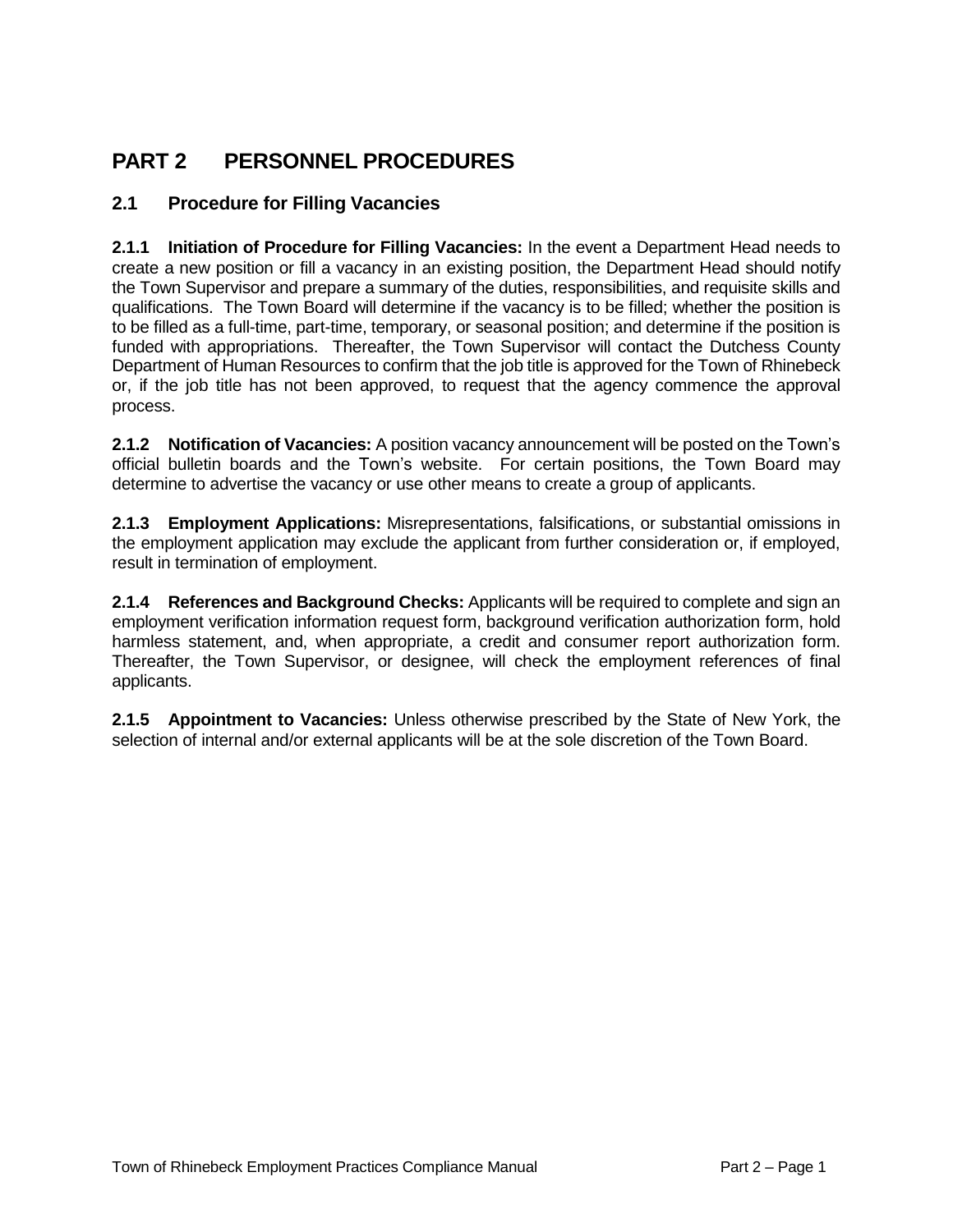# PART 2 PERSONNEL PROCEDURES

## 2.1 Procedure for Filling Vacancies

**2.1.1 Initiation of Procedure for Filling Vacancies:** In the event a Department Head needs to create a new position or fill a vacancy in an existing position, the Department Head should notify the Town Supervisor and prepare a summary of the duties, responsibilities, and requisite skills and qualifications. The Town Board will determine if the vacancy is to be filled; whether the position is to be filled as a full-time, part-time, temporary, or seasonal position; and determine if the position is funded with appropriations. Thereafter, the Town Supervisor will contact the Dutchess County Department of Human Resources to confirm that the job title is approved for the Town of Rhinebeck or, if the job title has not been approved, to request that the agency commence the approval process.

**2.1.2 Notification of Vacancies:** A position vacancy announcement will be posted on the Town's official bulletin boards and the Town's website. For certain positions, the Town Board may determine to advertise the vacancy or use other means to create a group of applicants.

**2.1.3 Employment Applications:** Misrepresentations, falsifications, or substantial omissions in the employment application may exclude the applicant from further consideration or, if employed, result in termination of employment.

**2.1.4 References and Background Checks:** Applicants will be required to complete and sign an employment verification information request form, background verification authorization form, hold harmless statement, and, when appropriate, a credit and consumer report authorization form. Thereafter, the Town Supervisor, or designee, will check the employment references of final applicants.

**2.1.5 Appointment to Vacancies:** Unless otherwise prescribed by the State of New York, the selection of internal and/or external applicants will be at the sole discretion of the Town Board.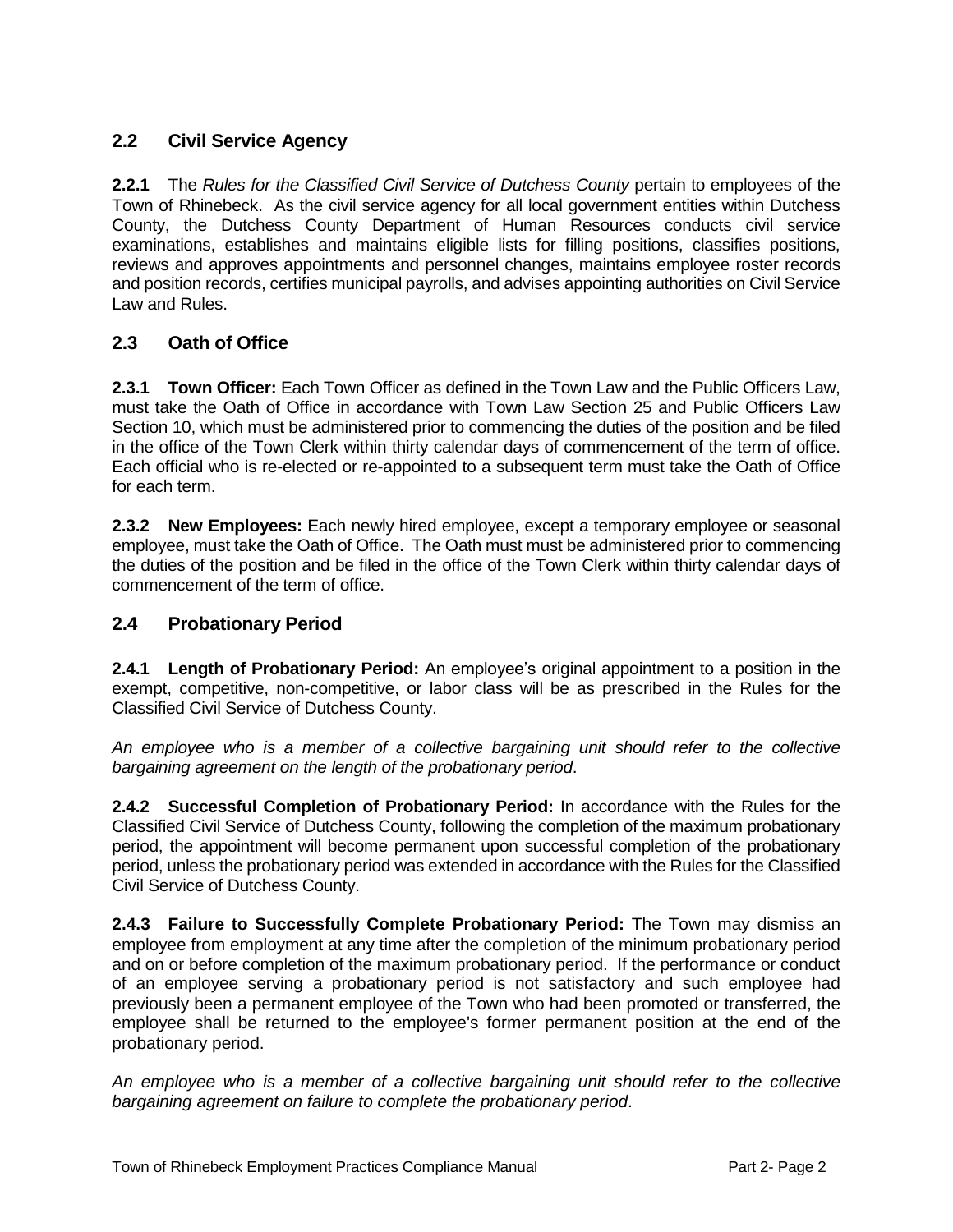## 2.2 Civil Service Agency

**2.2.1** The *Rules for the Classified Civil Service of Dutchess County* pertain to employees of the Town of Rhinebeck. As the civil service agency for all local government entities within Dutchess County, the Dutchess County Department of Human Resources conducts civil service examinations, establishes and maintains eligible lists for filling positions, classifies positions, reviews and approves appointments and personnel changes, maintains employee roster records and position records, certifies municipal payrolls, and advises appointing authorities on Civil Service Law and Rules.

## 2.3 Oath of Office

**2.3.1 Town Officer:** Each Town Officer as defined in the Town Law and the Public Officers Law, must take the Oath of Office in accordance with Town Law Section 25 and Public Officers Law Section 10, which must be administered prior to commencing the duties of the position and be filed in the office of the Town Clerk within thirty calendar days of commencement of the term of office. Each official who is re-elected or re-appointed to a subsequent term must take the Oath of Office for each term.

**2.3.2 New Employees:** Each newly hired employee, except a temporary employee or seasonal employee, must take the Oath of Office. The Oath must must be administered prior to commencing the duties of the position and be filed in the office of the Town Clerk within thirty calendar days of commencement of the term of office.

## 2.4 Probationary Period

**2.4.1 Length of Probationary Period:** An employee's original appointment to a position in the exempt, competitive, non-competitive, or labor class will be as prescribed in the Rules for the Classified Civil Service of Dutchess County.

*An employee who is a member of a collective bargaining unit should refer to the collective bargaining agreement on the length of the probationary period.*

**2.4.2 Successful Completion of Probationary Period:** In accordance with the Rules for the Classified Civil Service of Dutchess County, following the completion of the maximum probationary period, the appointment will become permanent upon successful completion of the probationary period, unless the probationary period was extended in accordance with the Rules for the Classified Civil Service of Dutchess County.

**2.4.3 Failure to Successfully Complete Probationary Period:** The Town may dismiss an employee from employment at any time after the completion of the minimum probationary period and on or before completion of the maximum probationary period. If the performance or conduct of an employee serving a probationary period is not satisfactory and such employee had previously been a permanent employee of the Town who had been promoted or transferred, the employee shall be returned to the employee's former permanent position at the end of the probationary period.

*An employee who is a member of a collective bargaining unit should refer to the collective bargaining agreement on failure to complete the probationary period.*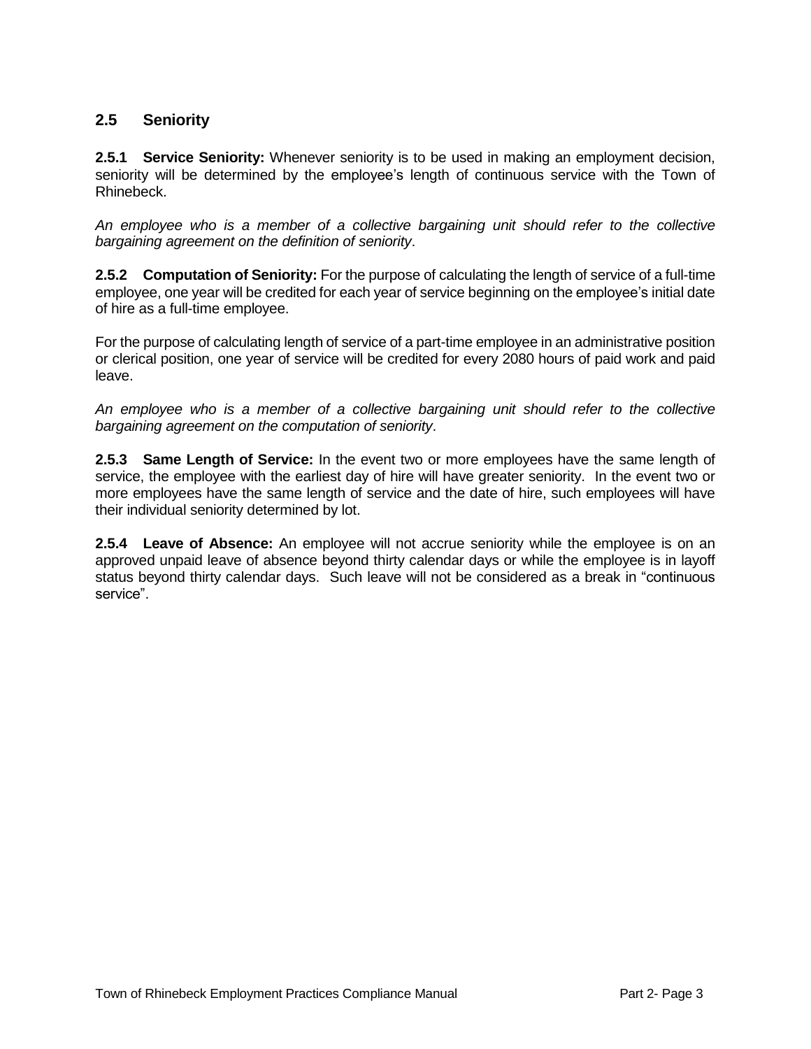## 2.5 Seniority

**2.5.1 Service Seniority:** Whenever seniority is to be used in making an employment decision, seniority will be determined by the employee's length of continuous service with the Town of Rhinebeck.

*An employee who is a member of a collective bargaining unit should refer to the collective bargaining agreement on the definition of seniority*.

**2.5.2 Computation of Seniority:** For the purpose of calculating the length of service of a full-time employee, one year will be credited for each year of service beginning on the employee's initial date of hire as a full-time employee.

For the purpose of calculating length of service of a part-time employee in an administrative position or clerical position, one year of service will be credited for every 2080 hours of paid work and paid leave.

*An employee who is a member of a collective bargaining unit should refer to the collective bargaining agreement on the computation of seniority*.

**2.5.3 Same Length of Service:** In the event two or more employees have the same length of service, the employee with the earliest day of hire will have greater seniority. In the event two or more employees have the same length of service and the date of hire, such employees will have their individual seniority determined by lot.

**2.5.4 Leave of Absence:** An employee will not accrue seniority while the employee is on an approved unpaid leave of absence beyond thirty calendar days or while the employee is in layoff status beyond thirty calendar days. Such leave will not be considered as a break in "continuous service".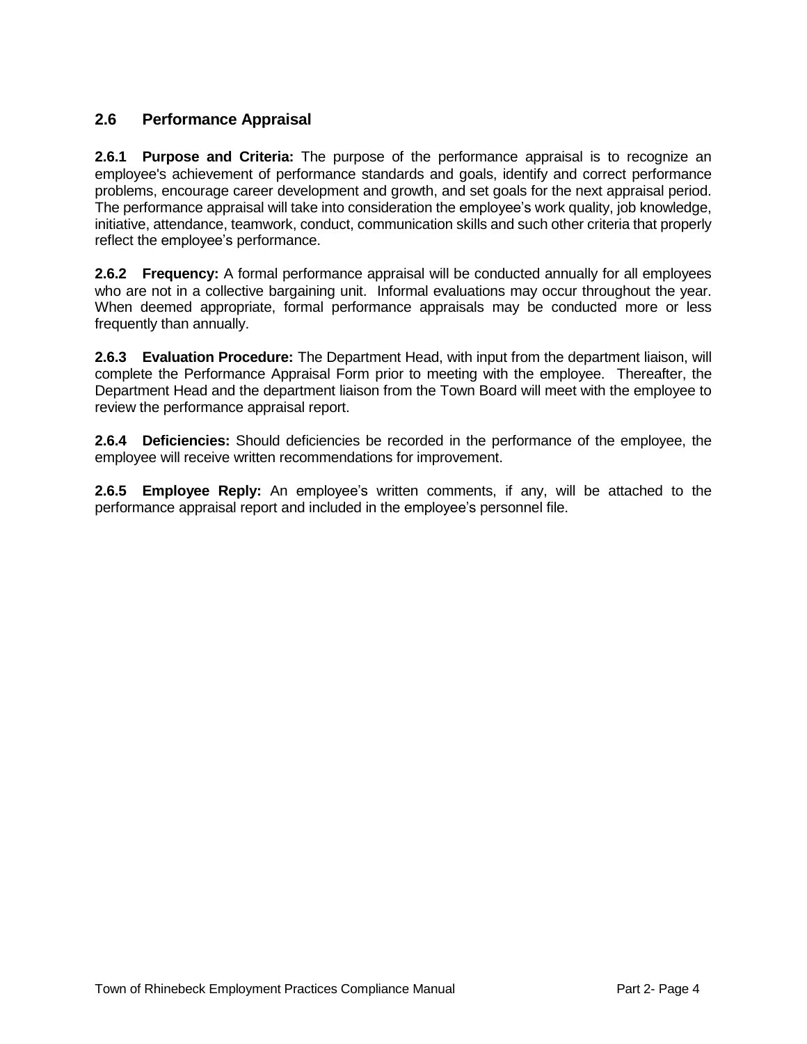## 2.6 Performance Appraisal

**2.6.1 Purpose and Criteria:** The purpose of the performance appraisal is to recognize an employee's achievement of performance standards and goals, identify and correct performance problems, encourage career development and growth, and set goals for the next appraisal period. The performance appraisal will take into consideration the employee's work quality, job knowledge, initiative, attendance, teamwork, conduct, communication skills and such other criteria that properly reflect the employee's performance.

**2.6.2 Frequency:** A formal performance appraisal will be conducted annually for all employees who are not in a collective bargaining unit. Informal evaluations may occur throughout the year. When deemed appropriate, formal performance appraisals may be conducted more or less frequently than annually.

**2.6.3 Evaluation Procedure:** The Department Head, with input from the department liaison, will complete the Performance Appraisal Form prior to meeting with the employee. Thereafter, the Department Head and the department liaison from the Town Board will meet with the employee to review the performance appraisal report.

**2.6.4 Deficiencies:** Should deficiencies be recorded in the performance of the employee, the employee will receive written recommendations for improvement.

**2.6.5 Employee Reply:** An employee's written comments, if any, will be attached to the performance appraisal report and included in the employee's personnel file.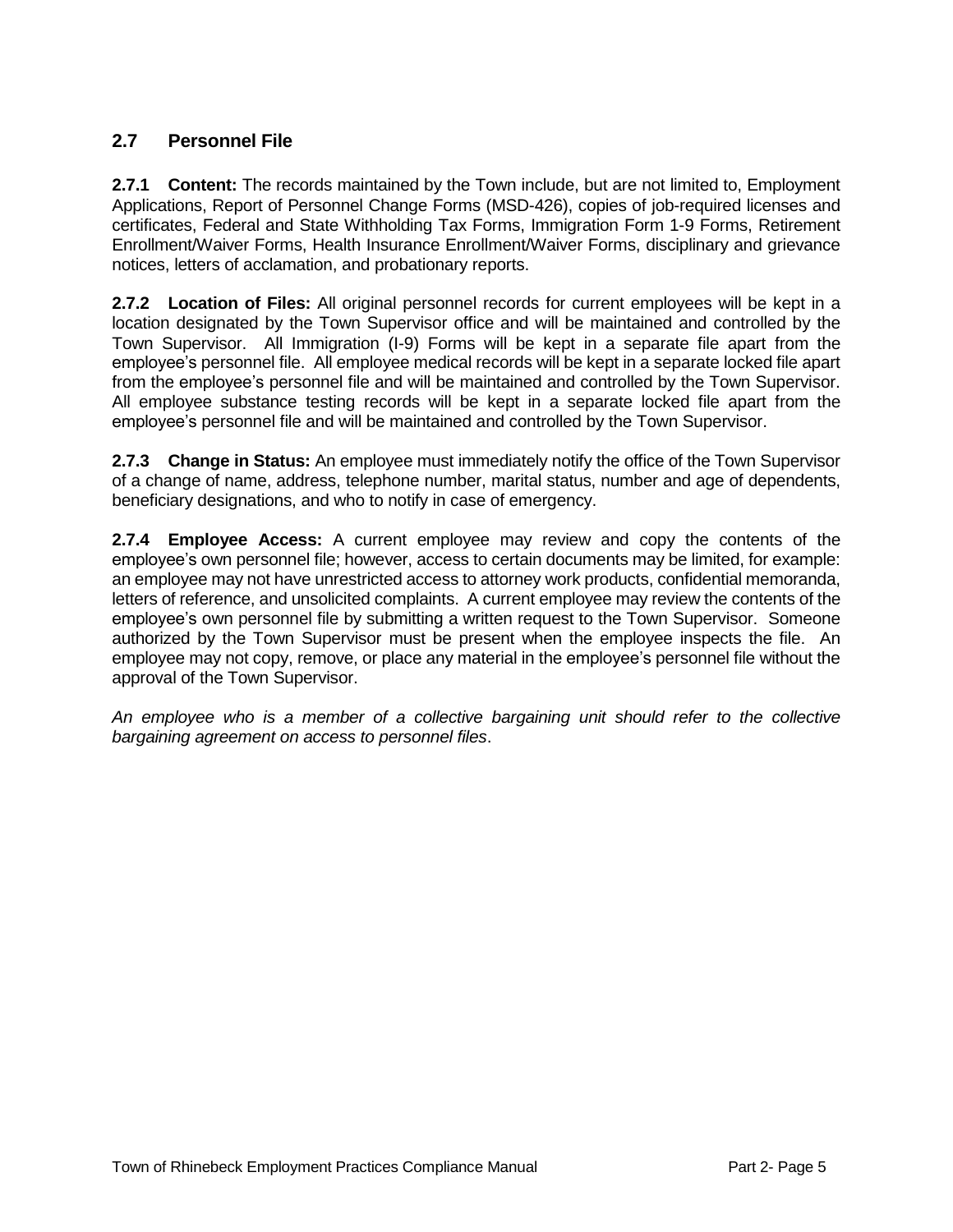## 2.7 Personnel File

**2.7.1 Content:** The records maintained by the Town include, but are not limited to, Employment Applications, Report of Personnel Change Forms (MSD-426), copies of job-required licenses and certificates, Federal and State Withholding Tax Forms, Immigration Form 1-9 Forms, Retirement Enrollment/Waiver Forms, Health Insurance Enrollment/Waiver Forms, disciplinary and grievance notices, letters of acclamation, and probationary reports.

**2.7.2 Location of Files:** All original personnel records for current employees will be kept in a location designated by the Town Supervisor office and will be maintained and controlled by the Town Supervisor. All Immigration (I-9) Forms will be kept in a separate file apart from the employee's personnel file. All employee medical records will be kept in a separate locked file apart from the employee's personnel file and will be maintained and controlled by the Town Supervisor. All employee substance testing records will be kept in a separate locked file apart from the employee's personnel file and will be maintained and controlled by the Town Supervisor.

**2.7.3 Change in Status:** An employee must immediately notify the office of the Town Supervisor of a change of name, address, telephone number, marital status, number and age of dependents, beneficiary designations, and who to notify in case of emergency.

**2.7.4 Employee Access:** A current employee may review and copy the contents of the employee's own personnel file; however, access to certain documents may be limited, for example: an employee may not have unrestricted access to attorney work products, confidential memoranda, letters of reference, and unsolicited complaints. A current employee may review the contents of the employee's own personnel file by submitting a written request to the Town Supervisor. Someone authorized by the Town Supervisor must be present when the employee inspects the file. An employee may not copy, remove, or place any material in the employee's personnel file without the approval of the Town Supervisor.

*An employee who is a member of a collective bargaining unit should refer to the collective bargaining agreement on access to personnel files*.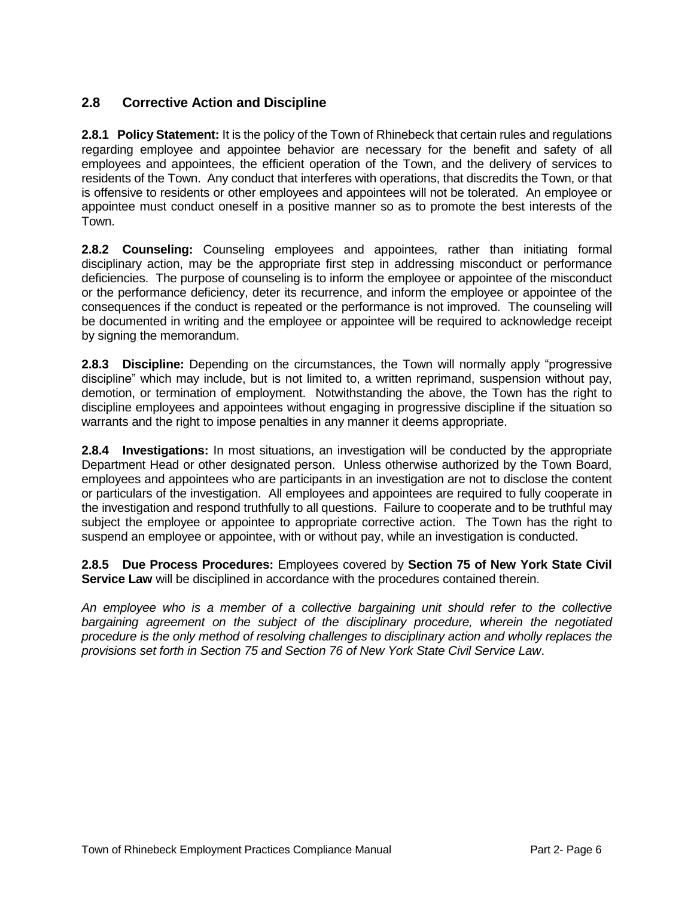## 2.8 Corrective Action and Discipline

**2.8.1 Policy Statement:** It is the policy of the Town of Rhinebeck that certain rules and regulations regarding employee and appointee behavior are necessary for the benefit and safety of all employees and appointees, the efficient operation of the Town, and the delivery of services to residents of the Town. Any conduct that interferes with operations, that discredits the Town, or that is offensive to residents or other employees and appointees will not be tolerated. An employee or appointee must conduct oneself in a positive manner so as to promote the best interests of the Town.

**2.8.2 Counseling:** Counseling employees and appointees, rather than initiating formal disciplinary action, may be the appropriate first step in addressing misconduct or performance deficiencies. The purpose of counseling is to inform the employee or appointee of the misconduct or the performance deficiency, deter its recurrence, and inform the employee or appointee of the consequences if the conduct is repeated or the performance is not improved. The counseling will be documented in writing and the employee or appointee will be required to acknowledge receipt by signing the memorandum.

**2.8.3 Discipline:** Depending on the circumstances, the Town will normally apply "progressive discipline" which may include, but is not limited to, a written reprimand, suspension without pay, demotion, or termination of employment. Notwithstanding the above, the Town has the right to discipline employees and appointees without engaging in progressive discipline if the situation so warrants and the right to impose penalties in any manner it deems appropriate.

**2.8.4 Investigations:** In most situations, an investigation will be conducted by the appropriate Department Head or other designated person. Unless otherwise authorized by the Town Board, employees and appointees who are participants in an investigation are not to disclose the content or particulars of the investigation. All employees and appointees are required to fully cooperate in the investigation and respond truthfully to all questions. Failure to cooperate and to be truthful may subject the employee or appointee to appropriate corrective action. The Town has the right to suspend an employee or appointee, with or without pay, while an investigation is conducted.

**2.8.5 Due Process Procedures:** Employees covered by **Section 75 of New York State Civil Service Law** will be disciplined in accordance with the procedures contained therein.

*An employee who is a member of a collective bargaining unit should refer to the collective bargaining agreement on the subject of the disciplinary procedure, wherein the negotiated procedure is the only method of resolving challenges to disciplinary action and wholly replaces the provisions set forth in Section 75 and Section 76 of New York State Civil Service Law*.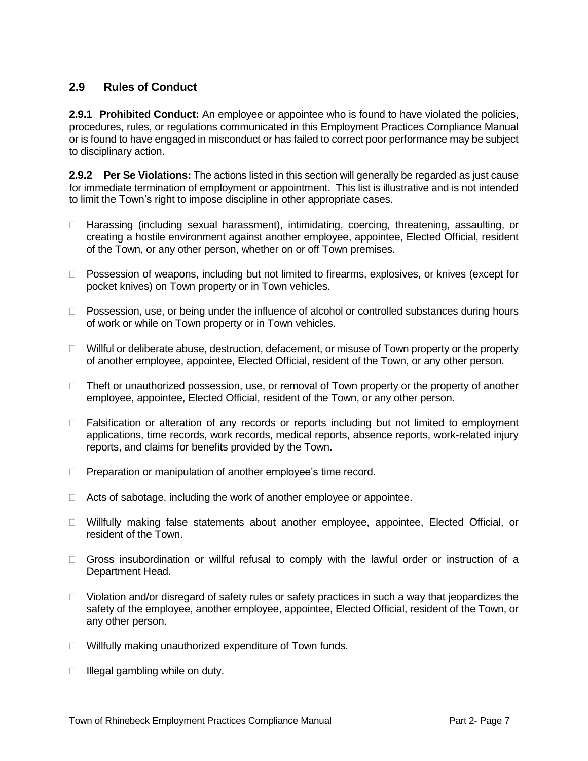## 2.9 Rules of Conduct

**2.9.1 Prohibited Conduct:** An employee or appointee who is found to have violated the policies, procedures, rules, or regulations communicated in this Employment Practices Compliance Manual or is found to have engaged in misconduct or has failed to correct poor performance may be subject to disciplinary action.

**2.9.2 Per Se Violations:** The actions listed in this section will generally be regarded as just cause for immediate termination of employment or appointment. This list is illustrative and is not intended to limit the Town's right to impose discipline in other appropriate cases.

- Harassing (including sexual harassment), intimidating, coercing, threatening, assaulting, or creating a hostile environment against another employee, appointee, Elected Official, resident of the Town, or any other person, whether on or off Town premises.

- Possession of weapons, including but not limited to firearms, explosives, or knives (except for pocket knives) on Town property or in Town vehicles.

- Possession, use, or being under the influence of alcohol or controlled substances during hours of work or while on Town property or in Town vehicles.

- Willful or deliberate abuse, destruction, defacement, or misuse of Town property or the property of another employee, appointee, Elected Official, resident of the Town, or any other person.

- Theft or unauthorized possession, use, or removal of Town property or the property of another employee, appointee, Elected Official, resident of the Town, or any other person.

- Falsification or alteration of any records or reports including but not limited to employment applications, time records, work records, medical reports, absence reports, work-related injury reports, and claims for benefits provided by the Town.

- Preparation or manipulation of another employee's time record.

- Acts of sabotage, including the work of another employee or appointee.

- Willfully making false statements about another employee, appointee, Elected Official, or resident of the Town.

- Gross insubordination or willful refusal to comply with the lawful order or instruction of a Department Head.

- Violation and/or disregard of safety rules or safety practices in such a way that jeopardizes the safety of the employee, another employee, appointee, Elected Official, resident of the Town, or any other person.

- Willfully making unauthorized expenditure of Town funds.

- Illegal gambling while on duty.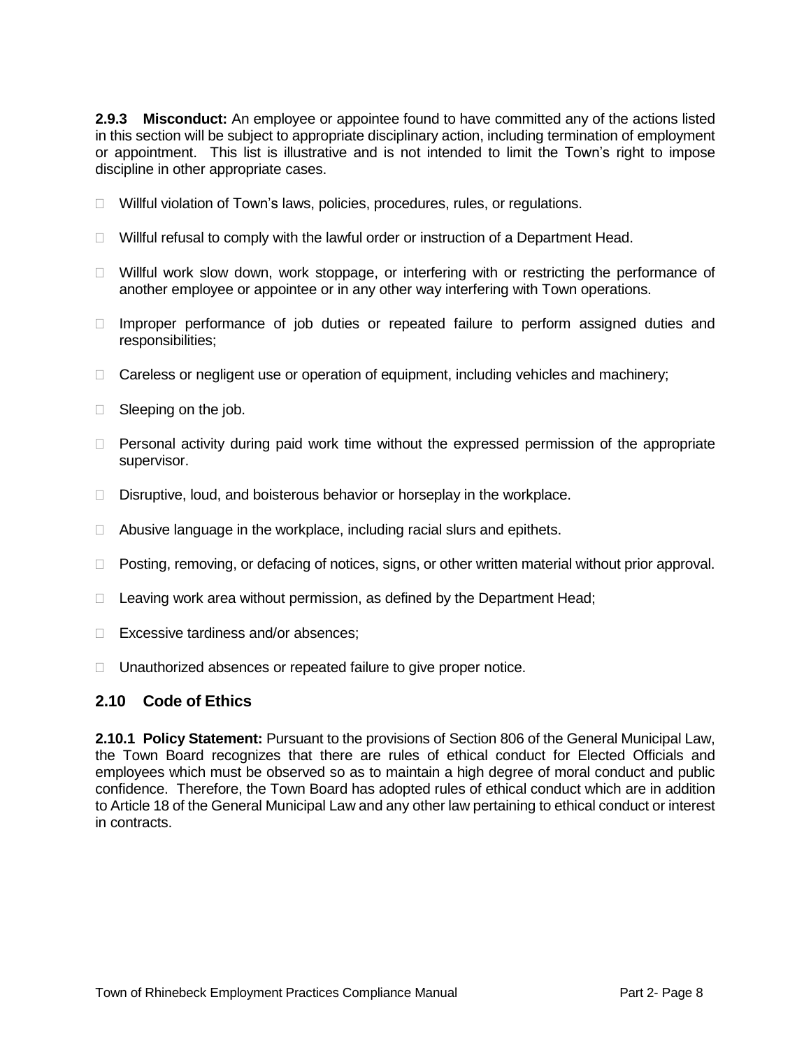**2.9.3 Misconduct:** An employee or appointee found to have committed any of the actions listed in this section will be subject to appropriate disciplinary action, including termination of employment or appointment. This list is illustrative and is not intended to limit the Town's right to impose discipline in other appropriate cases.

- Willful violation of Town's laws, policies, procedures, rules, or regulations.
- Willful refusal to comply with the lawful order or instruction of a Department Head.
- Willful work slow down, work stoppage, or interfering with or restricting the performance of another employee or appointee or in any other way interfering with Town operations.
- Improper performance of job duties or repeated failure to perform assigned duties and responsibilities;
- Careless or negligent use or operation of equipment, including vehicles and machinery;
- Sleeping on the job.
- Personal activity during paid work time without the expressed permission of the appropriate supervisor.
- Disruptive, loud, and boisterous behavior or horseplay in the workplace.
- Abusive language in the workplace, including racial slurs and epithets.
- Posting, removing, or defacing of notices, signs, or other written material without prior approval.
- Leaving work area without permission, as defined by the Department Head;
- Excessive tardiness and/or absences;
- Unauthorized absences or repeated failure to give proper notice.

## 2.10 Code of Ethics

**2.10.1 Policy Statement:** Pursuant to the provisions of Section 806 of the General Municipal Law, the Town Board recognizes that there are rules of ethical conduct for Elected Officials and employees which must be observed so as to maintain a high degree of moral conduct and public confidence. Therefore, the Town Board has adopted rules of ethical conduct which are in addition to Article 18 of the General Municipal Law and any other law pertaining to ethical conduct or interest in contracts.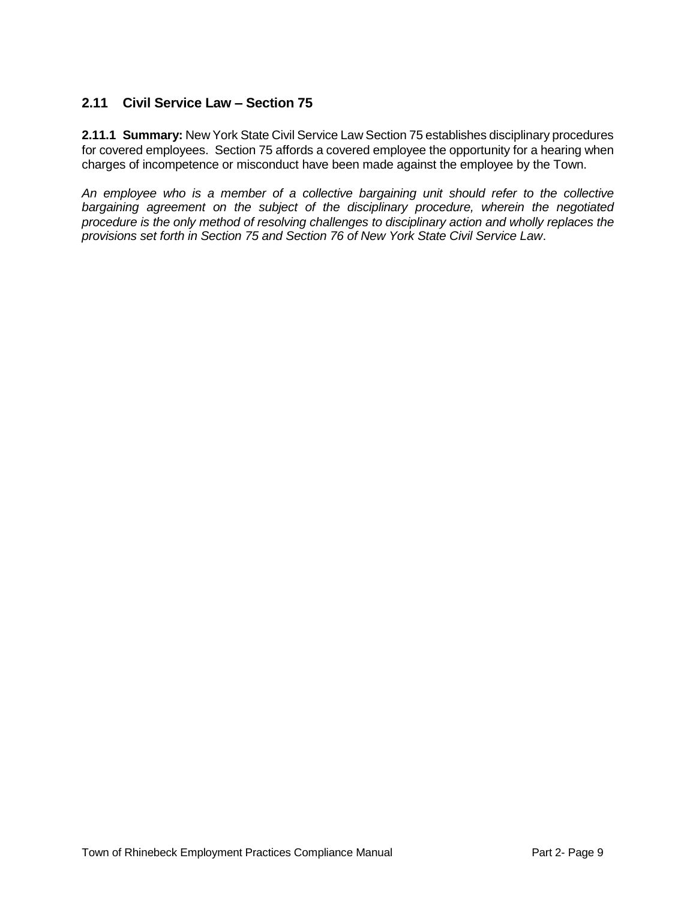## 2.11 Civil Service Law – Section 75

**2.11.1 Summary:** New York State Civil Service Law Section 75 establishes disciplinary procedures for covered employees. Section 75 affords a covered employee the opportunity for a hearing when charges of incompetence or misconduct have been made against the employee by the Town.

*An employee who is a member of a collective bargaining unit should refer to the collective bargaining agreement on the subject of the disciplinary procedure, wherein the negotiated procedure is the only method of resolving challenges to disciplinary action and wholly replaces the provisions set forth in Section 75 and Section 76 of New York State Civil Service Law*.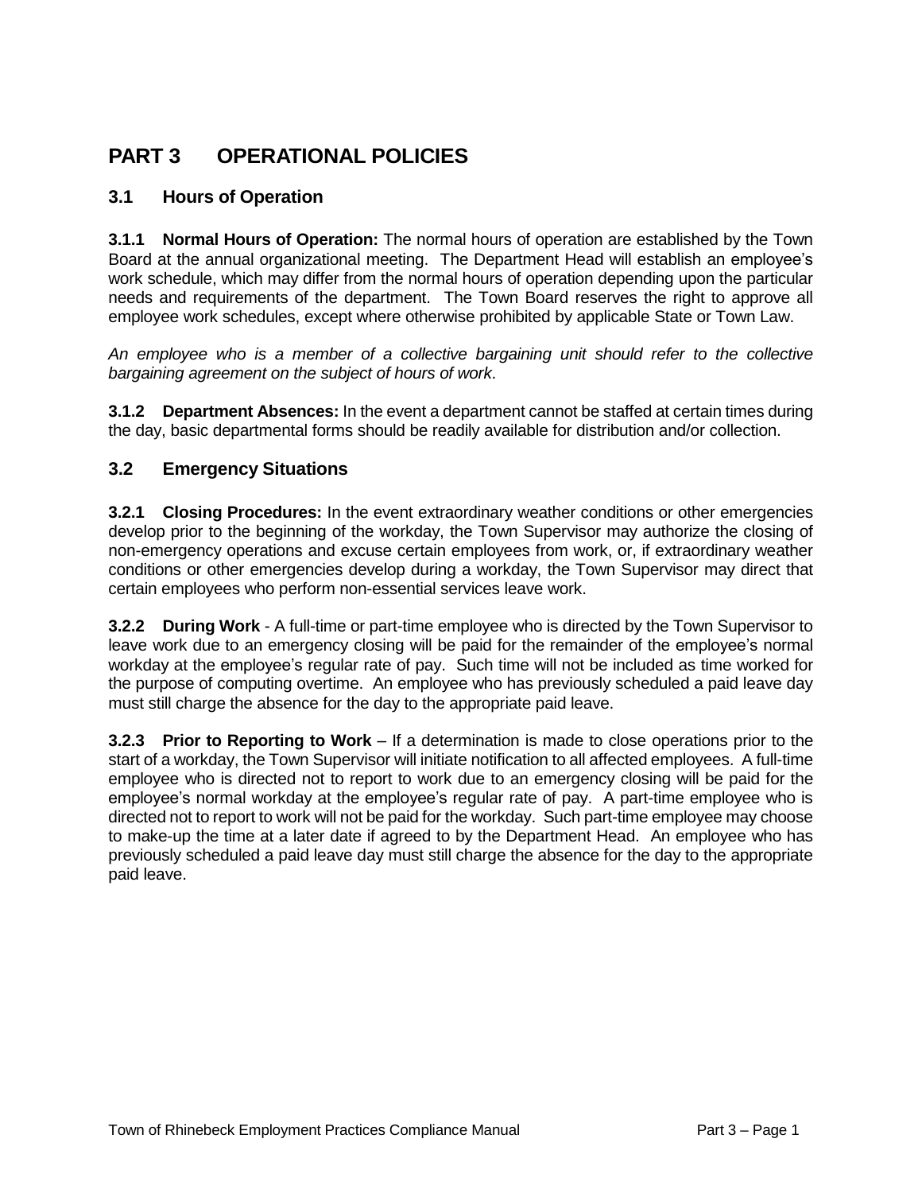# PART 3 OPERATIONAL POLICIES

## 3.1 Hours of Operation

**3.1.1 Normal Hours of Operation:** The normal hours of operation are established by the Town Board at the annual organizational meeting. The Department Head will establish an employee's work schedule, which may differ from the normal hours of operation depending upon the particular needs and requirements of the department. The Town Board reserves the right to approve all employee work schedules, except where otherwise prohibited by applicable State or Town Law.

*An employee who is a member of a collective bargaining unit should refer to the collective bargaining agreement on the subject of hours of work.*

**3.1.2 Department Absences:** In the event a department cannot be staffed at certain times during the day, basic departmental forms should be readily available for distribution and/or collection.

## 3.2 Emergency Situations

**3.2.1 Closing Procedures:** In the event extraordinary weather conditions or other emergencies develop prior to the beginning of the workday, the Town Supervisor may authorize the closing of non-emergency operations and excuse certain employees from work, or, if extraordinary weather conditions or other emergencies develop during a workday, the Town Supervisor may direct that certain employees who perform non-essential services leave work.

**3.2.2 During Work** - A full-time or part-time employee who is directed by the Town Supervisor to leave work due to an emergency closing will be paid for the remainder of the employee's normal workday at the employee's regular rate of pay. Such time will not be included as time worked for the purpose of computing overtime. An employee who has previously scheduled a paid leave day must still charge the absence for the day to the appropriate paid leave.

**3.2.3 Prior to Reporting to Work** – If a determination is made to close operations prior to the start of a workday, the Town Supervisor will initiate notification to all affected employees. A full-time employee who is directed not to report to work due to an emergency closing will be paid for the employee's normal workday at the employee's regular rate of pay. A part-time employee who is directed not to report to work will not be paid for the workday. Such part-time employee may choose to make-up the time at a later date if agreed to by the Department Head. An employee who has previously scheduled a paid leave day must still charge the absence for the day to the appropriate paid leave.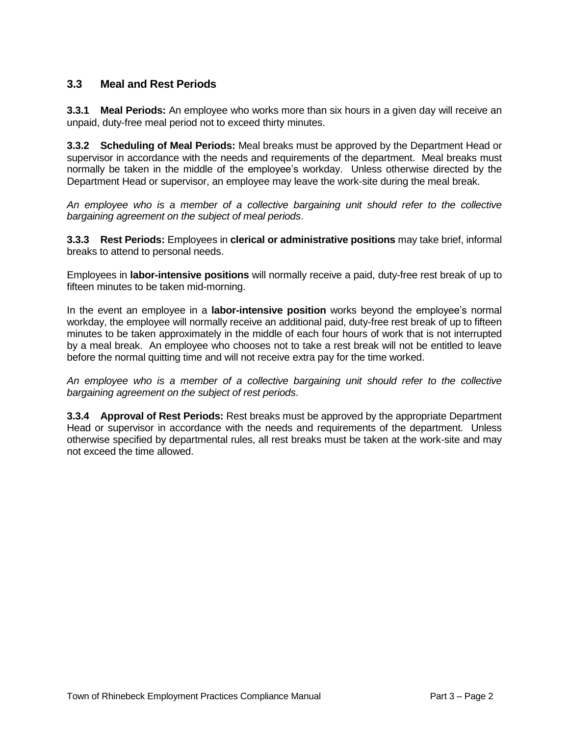## 3.3 Meal and Rest Periods

**3.3.1 Meal Periods:** An employee who works more than six hours in a given day will receive an unpaid, duty-free meal period not to exceed thirty minutes.

**3.3.2 Scheduling of Meal Periods:** Meal breaks must be approved by the Department Head or supervisor in accordance with the needs and requirements of the department. Meal breaks must normally be taken in the middle of the employee's workday. Unless otherwise directed by the Department Head or supervisor, an employee may leave the work-site during the meal break.

*An employee who is a member of a collective bargaining unit should refer to the collective bargaining agreement on the subject of meal periods*.

**3.3.3 Rest Periods:** Employees in **clerical or administrative positions** may take brief, informal breaks to attend to personal needs.

Employees in **labor-intensive positions** will normally receive a paid, duty-free rest break of up to fifteen minutes to be taken mid-morning.

In the event an employee in a **labor-intensive position** works beyond the employee's normal workday, the employee will normally receive an additional paid, duty-free rest break of up to fifteen minutes to be taken approximately in the middle of each four hours of work that is not interrupted by a meal break. An employee who chooses not to take a rest break will not be entitled to leave before the normal quitting time and will not receive extra pay for the time worked.

*An employee who is a member of a collective bargaining unit should refer to the collective bargaining agreement on the subject of rest periods*.

**3.3.4 Approval of Rest Periods:** Rest breaks must be approved by the appropriate Department Head or supervisor in accordance with the needs and requirements of the department. Unless otherwise specified by departmental rules, all rest breaks must be taken at the work-site and may not exceed the time allowed.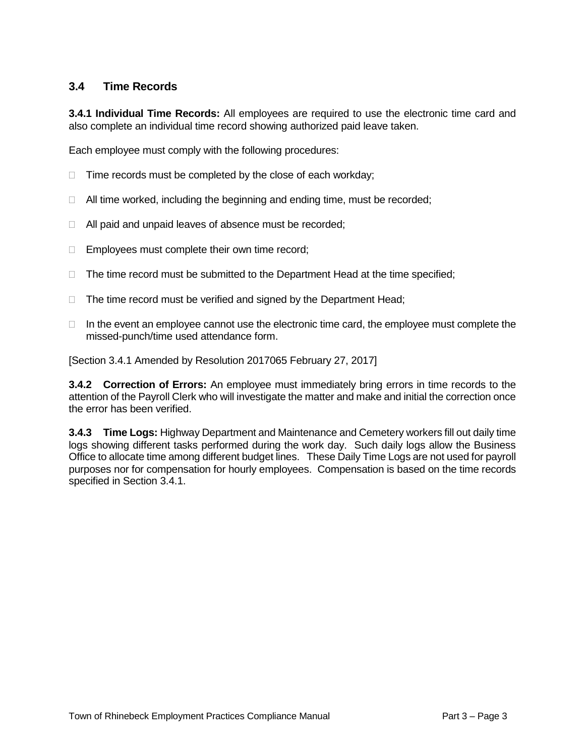## 3.4 Time Records

**3.4.1 Individual Time Records:** All employees are required to use the electronic time card and also complete an individual time record showing authorized paid leave taken.

Each employee must comply with the following procedures:

- Time records must be completed by the close of each workday;
- All time worked, including the beginning and ending time, must be recorded;
- All paid and unpaid leaves of absence must be recorded;
- Employees must complete their own time record;
- The time record must be submitted to the Department Head at the time specified;
- The time record must be verified and signed by the Department Head;
- In the event an employee cannot use the electronic time card, the employee must complete the missed-punch/time used attendance form.

[Section 3.4.1 Amended by Resolution 2017065 February 27, 2017]

**3.4.2 Correction of Errors:** An employee must immediately bring errors in time records to the attention of the Payroll Clerk who will investigate the matter and make and initial the correction once the error has been verified.

**3.4.3 Time Logs:** Highway Department and Maintenance and Cemetery workers fill out daily time logs showing different tasks performed during the work day. Such daily logs allow the Business Office to allocate time among different budget lines. These Daily Time Logs are not used for payroll purposes nor for compensation for hourly employees. Compensation is based on the time records specified in Section 3.4.1.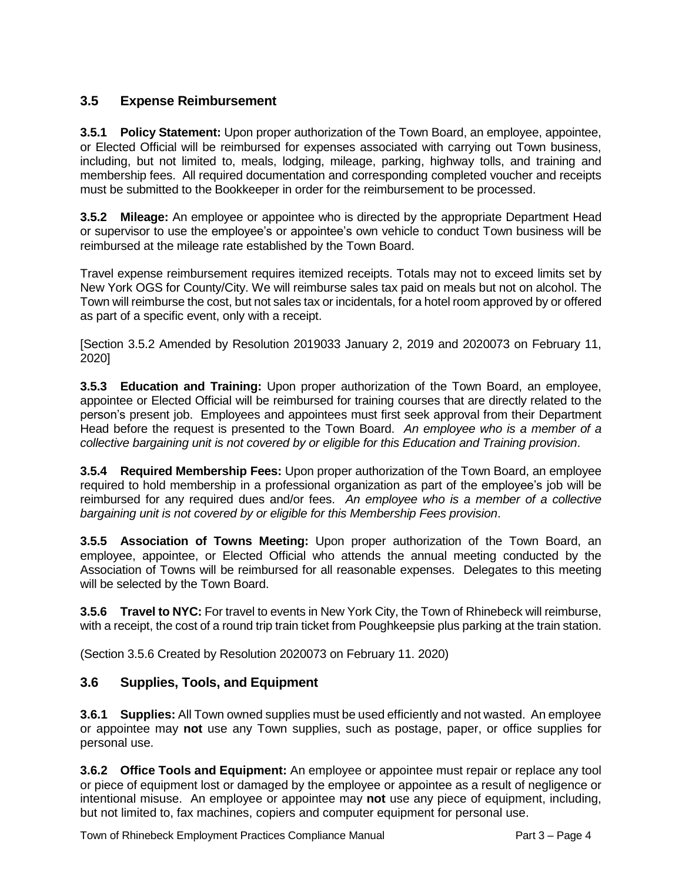## 3.5 Expense Reimbursement

**3.5.1 Policy Statement:** Upon proper authorization of the Town Board, an employee, appointee, or Elected Official will be reimbursed for expenses associated with carrying out Town business, including, but not limited to, meals, lodging, mileage, parking, highway tolls, and training and membership fees. All required documentation and corresponding completed voucher and receipts must be submitted to the Bookkeeper in order for the reimbursement to be processed.

**3.5.2 Mileage:** An employee or appointee who is directed by the appropriate Department Head or supervisor to use the employee's or appointee's own vehicle to conduct Town business will be reimbursed at the mileage rate established by the Town Board.

Travel expense reimbursement requires itemized receipts. Totals may not to exceed limits set by New York OGS for County/City. We will reimburse sales tax paid on meals but not on alcohol. The Town will reimburse the cost, but not sales tax or incidentals, for a hotel room approved by or offered as part of a specific event, only with a receipt.

[Section 3.5.2 Amended by Resolution 2019033 January 2, 2019 and 2020073 on February 11, 2020]

**3.5.3 Education and Training:** Upon proper authorization of the Town Board, an employee, appointee or Elected Official will be reimbursed for training courses that are directly related to the person's present job. Employees and appointees must first seek approval from their Department Head before the request is presented to the Town Board. *An employee who is a member of a collective bargaining unit is not covered by or eligible for this Education and Training provision*.

**3.5.4 Required Membership Fees:** Upon proper authorization of the Town Board, an employee required to hold membership in a professional organization as part of the employee's job will be reimbursed for any required dues and/or fees. *An employee who is a member of a collective bargaining unit is not covered by or eligible for this Membership Fees provision*.

**3.5.5 Association of Towns Meeting:** Upon proper authorization of the Town Board, an employee, appointee, or Elected Official who attends the annual meeting conducted by the Association of Towns will be reimbursed for all reasonable expenses. Delegates to this meeting will be selected by the Town Board.

**3.5.6 Travel to NYC:** For travel to events in New York City, the Town of Rhinebeck will reimburse, with a receipt, the cost of a round trip train ticket from Poughkeepsie plus parking at the train station.

(Section 3.5.6 Created by Resolution 2020073 on February 11. 2020)

## 3.6 Supplies, Tools, and Equipment

**3.6.1 Supplies:** All Town owned supplies must be used efficiently and not wasted. An employee or appointee may **not** use any Town supplies, such as postage, paper, or office supplies for personal use.

**3.6.2 Office Tools and Equipment:** An employee or appointee must repair or replace any tool or piece of equipment lost or damaged by the employee or appointee as a result of negligence or intentional misuse. An employee or appointee may **not** use any piece of equipment, including, but not limited to, fax machines, copiers and computer equipment for personal use.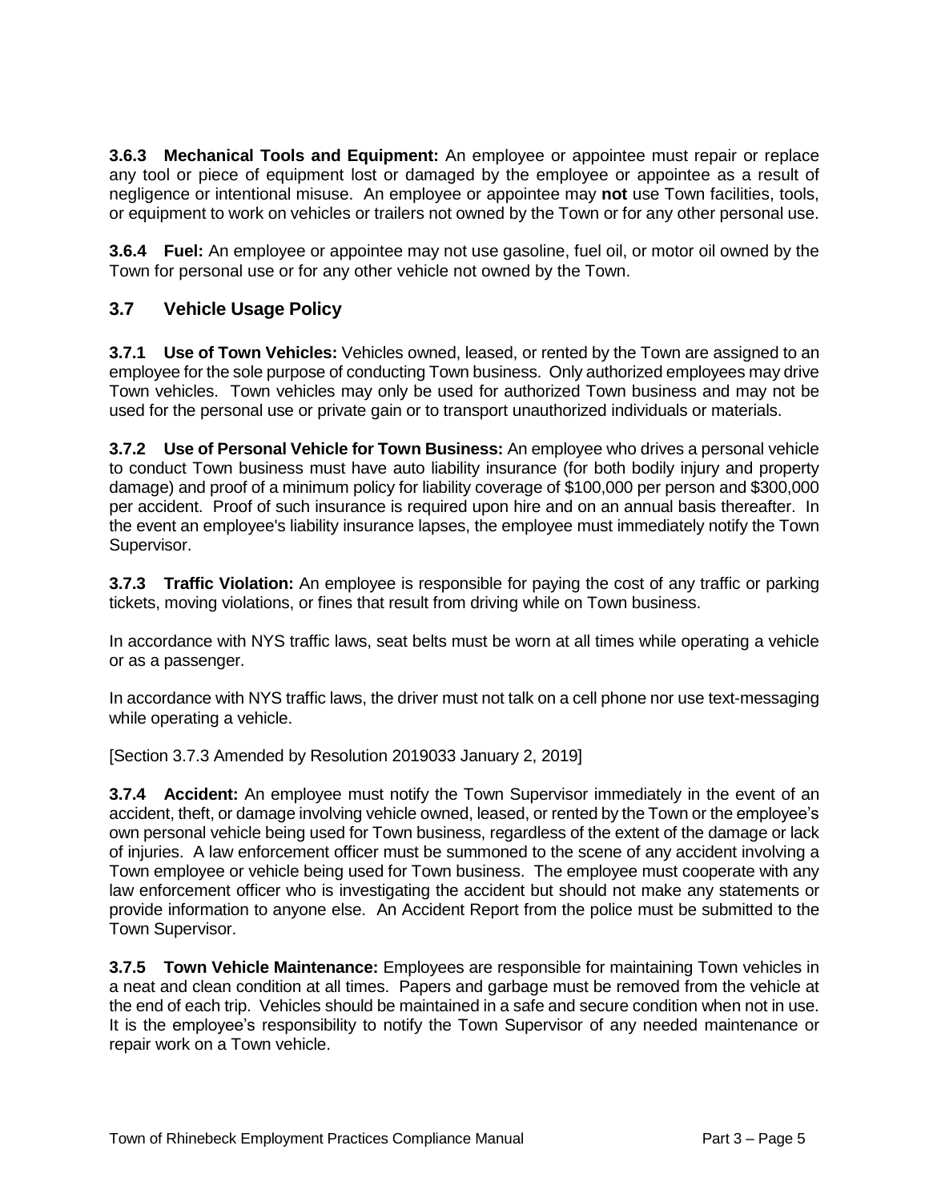**3.6.3 Mechanical Tools and Equipment:** An employee or appointee must repair or replace any tool or piece of equipment lost or damaged by the employee or appointee as a result of negligence or intentional misuse. An employee or appointee may **not** use Town facilities, tools, or equipment to work on vehicles or trailers not owned by the Town or for any other personal use.

**3.6.4 Fuel:** An employee or appointee may not use gasoline, fuel oil, or motor oil owned by the Town for personal use or for any other vehicle not owned by the Town.

## 3.7 Vehicle Usage Policy

**3.7.1 Use of Town Vehicles:** Vehicles owned, leased, or rented by the Town are assigned to an employee for the sole purpose of conducting Town business. Only authorized employees may drive Town vehicles. Town vehicles may only be used for authorized Town business and may not be used for the personal use or private gain or to transport unauthorized individuals or materials.

**3.7.2 Use of Personal Vehicle for Town Business:** An employee who drives a personal vehicle to conduct Town business must have auto liability insurance (for both bodily injury and property damage) and proof of a minimum policy for liability coverage of $100,000 per person and $300,000 per accident. Proof of such insurance is required upon hire and on an annual basis thereafter. In the event an employee's liability insurance lapses, the employee must immediately notify the Town Supervisor.

**3.7.3 Traffic Violation:** An employee is responsible for paying the cost of any traffic or parking tickets, moving violations, or fines that result from driving while on Town business.

In accordance with NYS traffic laws, seat belts must be worn at all times while operating a vehicle or as a passenger.

In accordance with NYS traffic laws, the driver must not talk on a cell phone nor use text-messaging while operating a vehicle.

[Section 3.7.3 Amended by Resolution 2019033 January 2, 2019]

**3.7.4 Accident:** An employee must notify the Town Supervisor immediately in the event of an accident, theft, or damage involving vehicle owned, leased, or rented by the Town or the employee's own personal vehicle being used for Town business, regardless of the extent of the damage or lack of injuries. A law enforcement officer must be summoned to the scene of any accident involving a Town employee or vehicle being used for Town business. The employee must cooperate with any law enforcement officer who is investigating the accident but should not make any statements or provide information to anyone else. An Accident Report from the police must be submitted to the Town Supervisor.

**3.7.5 Town Vehicle Maintenance:** Employees are responsible for maintaining Town vehicles in a neat and clean condition at all times. Papers and garbage must be removed from the vehicle at the end of each trip. Vehicles should be maintained in a safe and secure condition when not in use. It is the employee's responsibility to notify the Town Supervisor of any needed maintenance or repair work on a Town vehicle.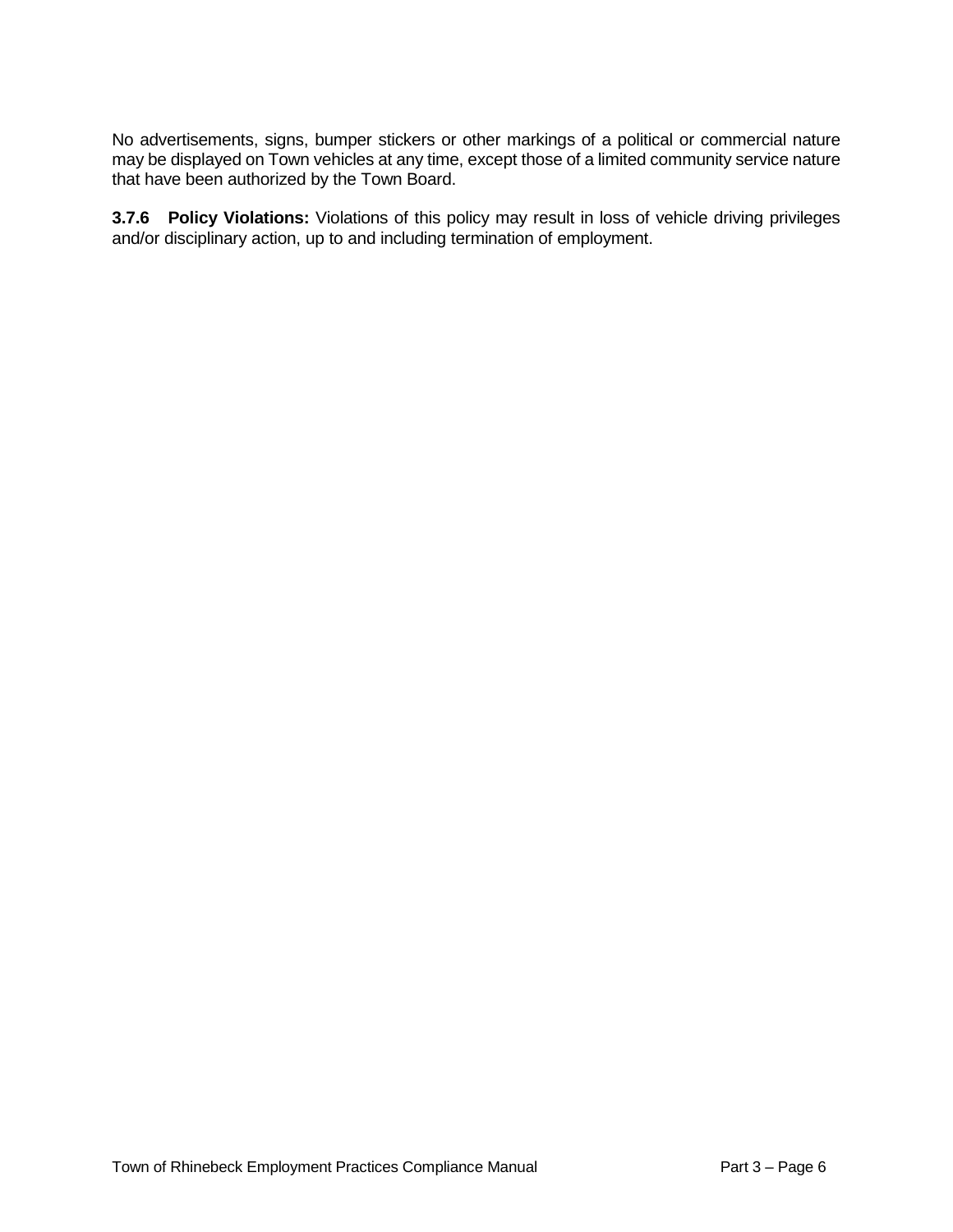No advertisements, signs, bumper stickers or other markings of a political or commercial nature may be displayed on Town vehicles at any time, except those of a limited community service nature that have been authorized by the Town Board.

**3.7.6 Policy Violations:** Violations of this policy may result in loss of vehicle driving privileges and/or disciplinary action, up to and including termination of employment.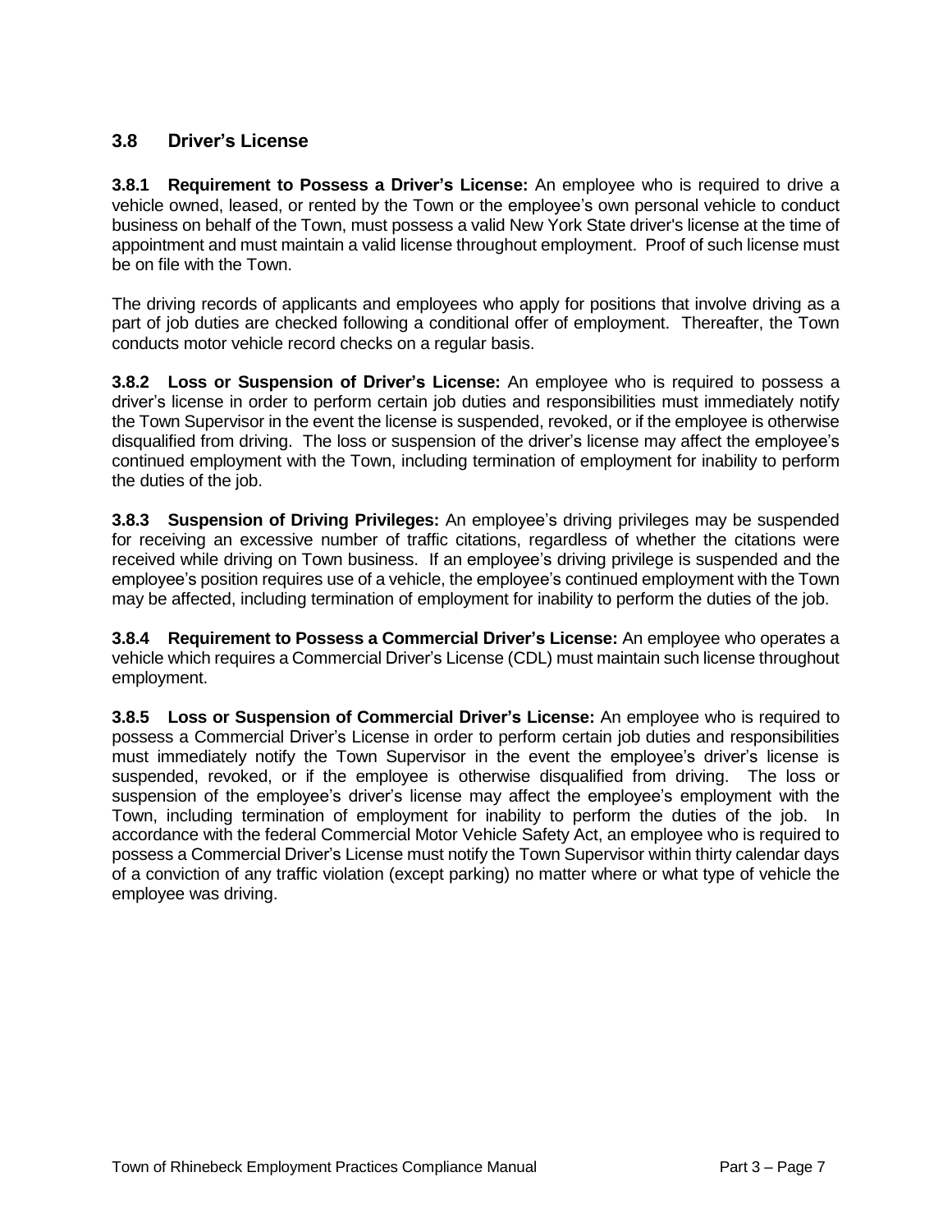## 3.8 Driver's License

**3.8.1 Requirement to Possess a Driver's License:** An employee who is required to drive a vehicle owned, leased, or rented by the Town or the employee's own personal vehicle to conduct business on behalf of the Town, must possess a valid New York State driver's license at the time of appointment and must maintain a valid license throughout employment. Proof of such license must be on file with the Town.

The driving records of applicants and employees who apply for positions that involve driving as a part of job duties are checked following a conditional offer of employment. Thereafter, the Town conducts motor vehicle record checks on a regular basis.

**3.8.2 Loss or Suspension of Driver's License:** An employee who is required to possess a driver's license in order to perform certain job duties and responsibilities must immediately notify the Town Supervisor in the event the license is suspended, revoked, or if the employee is otherwise disqualified from driving. The loss or suspension of the driver's license may affect the employee's continued employment with the Town, including termination of employment for inability to perform the duties of the job.

**3.8.3 Suspension of Driving Privileges:** An employee's driving privileges may be suspended for receiving an excessive number of traffic citations, regardless of whether the citations were received while driving on Town business. If an employee's driving privilege is suspended and the employee's position requires use of a vehicle, the employee's continued employment with the Town may be affected, including termination of employment for inability to perform the duties of the job.

**3.8.4 Requirement to Possess a Commercial Driver's License:** An employee who operates a vehicle which requires a Commercial Driver's License (CDL) must maintain such license throughout employment.

**3.8.5 Loss or Suspension of Commercial Driver's License:** An employee who is required to possess a Commercial Driver's License in order to perform certain job duties and responsibilities must immediately notify the Town Supervisor in the event the employee's driver's license is suspended, revoked, or if the employee is otherwise disqualified from driving. The loss or suspension of the employee's driver's license may affect the employee's employment with the Town, including termination of employment for inability to perform the duties of the job. In accordance with the federal Commercial Motor Vehicle Safety Act, an employee who is required to possess a Commercial Driver's License must notify the Town Supervisor within thirty calendar days of a conviction of any traffic violation (except parking) no matter where or what type of vehicle the employee was driving.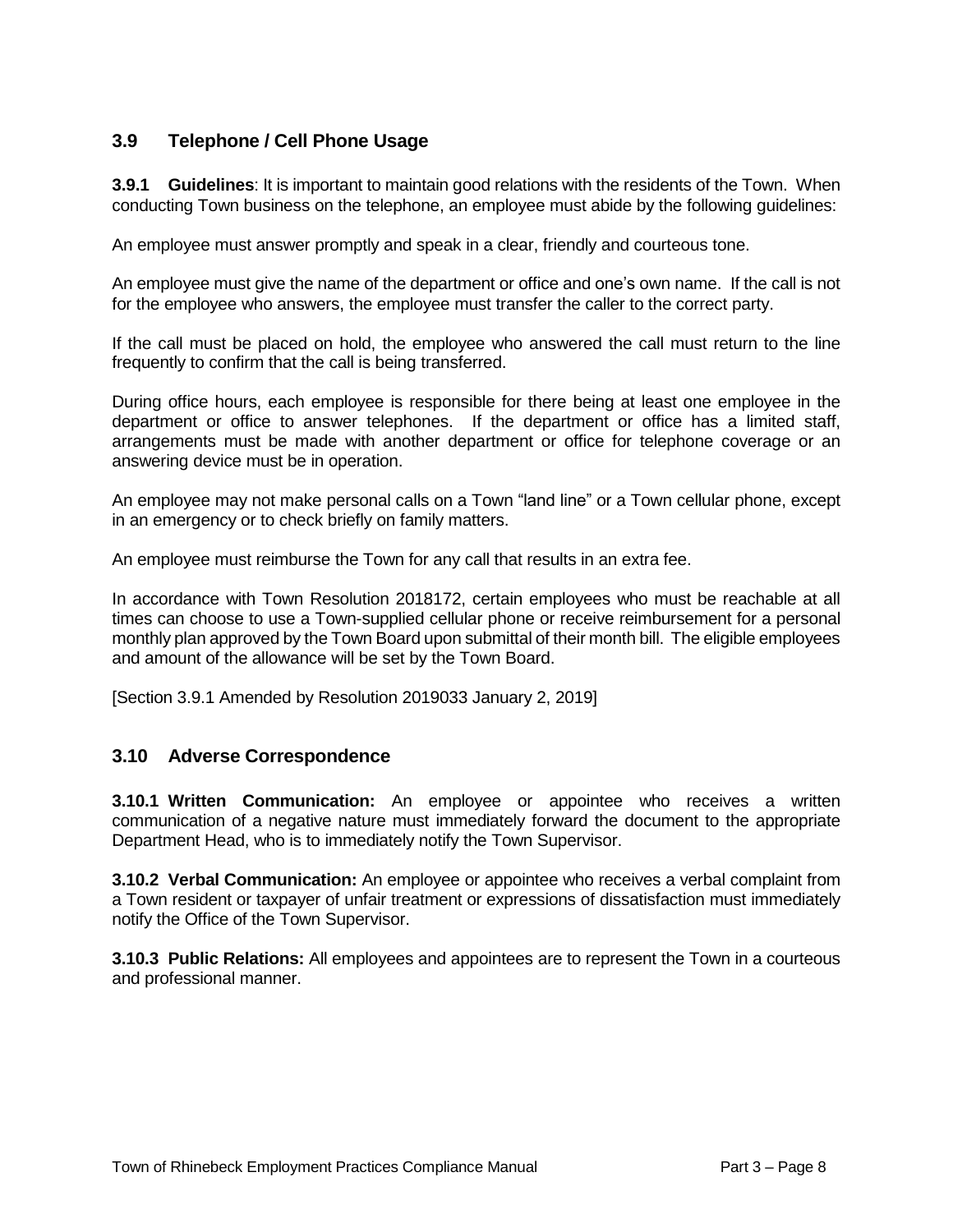## 3.9 Telephone / Cell Phone Usage

**3.9.1 Guidelines**: It is important to maintain good relations with the residents of the Town. When conducting Town business on the telephone, an employee must abide by the following guidelines:

An employee must answer promptly and speak in a clear, friendly and courteous tone.

An employee must give the name of the department or office and one's own name. If the call is not for the employee who answers, the employee must transfer the caller to the correct party.

If the call must be placed on hold, the employee who answered the call must return to the line frequently to confirm that the call is being transferred.

During office hours, each employee is responsible for there being at least one employee in the department or office to answer telephones. If the department or office has a limited staff, arrangements must be made with another department or office for telephone coverage or an answering device must be in operation.

An employee may not make personal calls on a Town "land line" or a Town cellular phone, except in an emergency or to check briefly on family matters.

An employee must reimburse the Town for any call that results in an extra fee.

In accordance with Town Resolution 2018172, certain employees who must be reachable at all times can choose to use a Town-supplied cellular phone or receive reimbursement for a personal monthly plan approved by the Town Board upon submittal of their month bill. The eligible employees and amount of the allowance will be set by the Town Board.

[Section 3.9.1 Amended by Resolution 2019033 January 2, 2019]

## 3.10 Adverse Correspondence

**3.10.1 Written Communication:** An employee or appointee who receives a written communication of a negative nature must immediately forward the document to the appropriate Department Head, who is to immediately notify the Town Supervisor.

**3.10.2 Verbal Communication:** An employee or appointee who receives a verbal complaint from a Town resident or taxpayer of unfair treatment or expressions of dissatisfaction must immediately notify the Office of the Town Supervisor.

**3.10.3 Public Relations:** All employees and appointees are to represent the Town in a courteous and professional manner.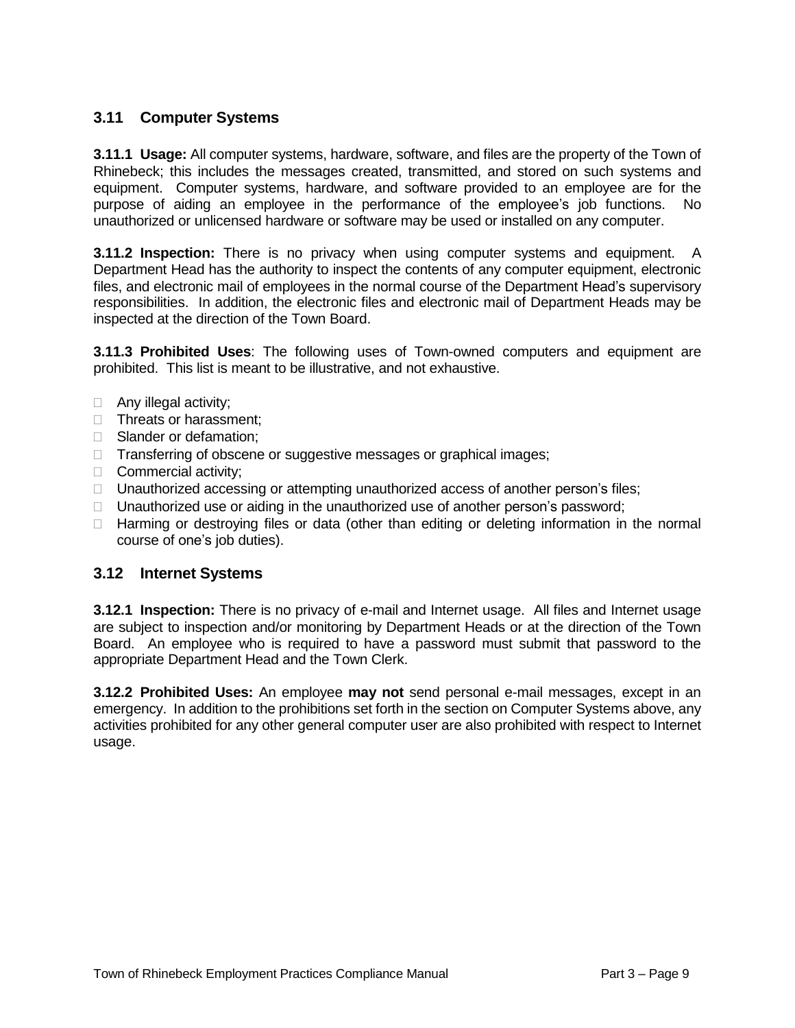## 3.11 Computer Systems

**3.11.1 Usage:** All computer systems, hardware, software, and files are the property of the Town of Rhinebeck; this includes the messages created, transmitted, and stored on such systems and equipment. Computer systems, hardware, and software provided to an employee are for the purpose of aiding an employee in the performance of the employee's job functions. No unauthorized or unlicensed hardware or software may be used or installed on any computer.

**3.11.2 Inspection:** There is no privacy when using computer systems and equipment. A Department Head has the authority to inspect the contents of any computer equipment, electronic files, and electronic mail of employees in the normal course of the Department Head's supervisory responsibilities. In addition, the electronic files and electronic mail of Department Heads may be inspected at the direction of the Town Board.

**3.11.3 Prohibited Uses**: The following uses of Town-owned computers and equipment are prohibited. This list is meant to be illustrative, and not exhaustive.

- Any illegal activity;
- Threats or harassment;
- Slander or defamation;
- Transferring of obscene or suggestive messages or graphical images;
- Commercial activity;
- Unauthorized accessing or attempting unauthorized access of another person's files;
- Unauthorized use or aiding in the unauthorized use of another person's password;
- Harming or destroying files or data (other than editing or deleting information in the normal course of one's job duties).

## 3.12 Internet Systems

**3.12.1 Inspection:** There is no privacy of e-mail and Internet usage. All files and Internet usage are subject to inspection and/or monitoring by Department Heads or at the direction of the Town Board. An employee who is required to have a password must submit that password to the appropriate Department Head and the Town Clerk.

**3.12.2 Prohibited Uses:** An employee **may not** send personal e-mail messages, except in an emergency. In addition to the prohibitions set forth in the section on Computer Systems above, any activities prohibited for any other general computer user are also prohibited with respect to Internet usage.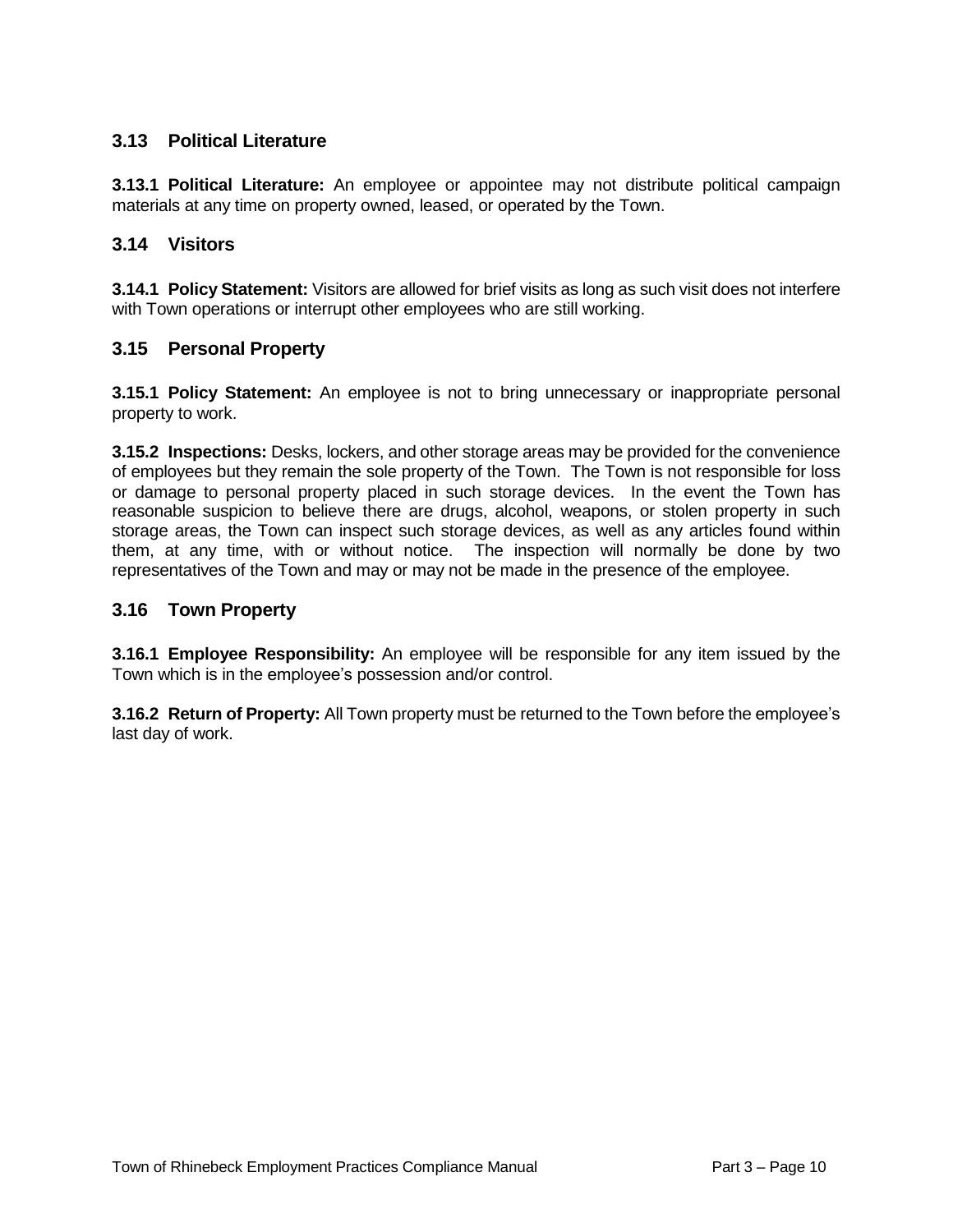## 3.13 Political Literature

**3.13.1 Political Literature:** An employee or appointee may not distribute political campaign materials at any time on property owned, leased, or operated by the Town.

## 3.14 Visitors

**3.14.1 Policy Statement:** Visitors are allowed for brief visits as long as such visit does not interfere with Town operations or interrupt other employees who are still working.

## 3.15 Personal Property

**3.15.1 Policy Statement:** An employee is not to bring unnecessary or inappropriate personal property to work.

**3.15.2 Inspections:** Desks, lockers, and other storage areas may be provided for the convenience of employees but they remain the sole property of the Town. The Town is not responsible for loss or damage to personal property placed in such storage devices. In the event the Town has reasonable suspicion to believe there are drugs, alcohol, weapons, or stolen property in such storage areas, the Town can inspect such storage devices, as well as any articles found within them, at any time, with or without notice. The inspection will normally be done by two representatives of the Town and may or may not be made in the presence of the employee.

## 3.16 Town Property

**3.16.1 Employee Responsibility:** An employee will be responsible for any item issued by the Town which is in the employee's possession and/or control.

**3.16.2 Return of Property:** All Town property must be returned to the Town before the employee's last day of work.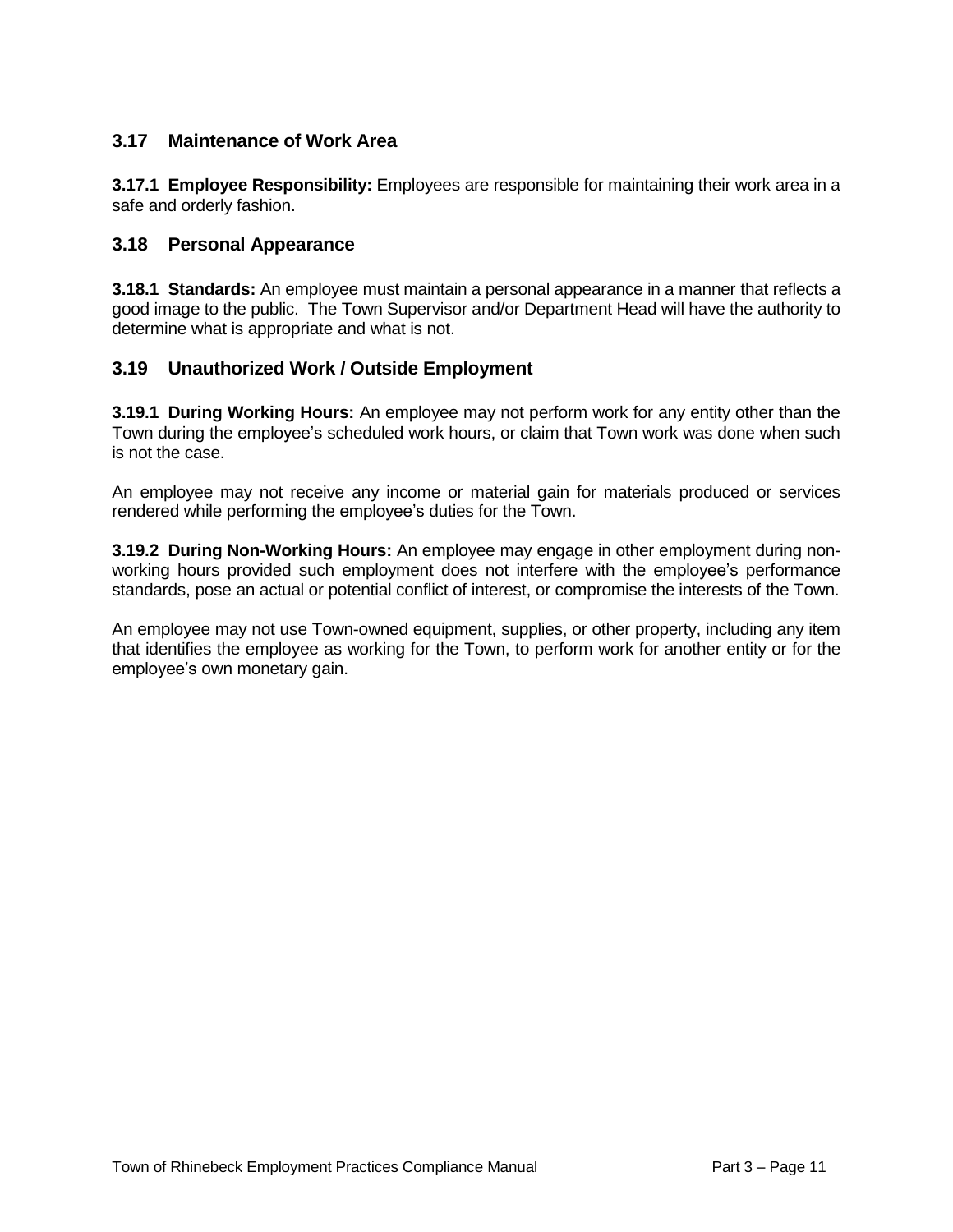## 3.17 Maintenance of Work Area

**3.17.1 Employee Responsibility:** Employees are responsible for maintaining their work area in a safe and orderly fashion.

## 3.18 Personal Appearance

**3.18.1 Standards:** An employee must maintain a personal appearance in a manner that reflects a good image to the public. The Town Supervisor and/or Department Head will have the authority to determine what is appropriate and what is not.

## 3.19 Unauthorized Work / Outside Employment

**3.19.1 During Working Hours:** An employee may not perform work for any entity other than the Town during the employee's scheduled work hours, or claim that Town work was done when such is not the case.

An employee may not receive any income or material gain for materials produced or services rendered while performing the employee's duties for the Town.

**3.19.2 During Non-Working Hours:** An employee may engage in other employment during non-working hours provided such employment does not interfere with the employee's performance standards, pose an actual or potential conflict of interest, or compromise the interests of the Town.

An employee may not use Town-owned equipment, supplies, or other property, including any item that identifies the employee as working for the Town, to perform work for another entity or for the employee's own monetary gain.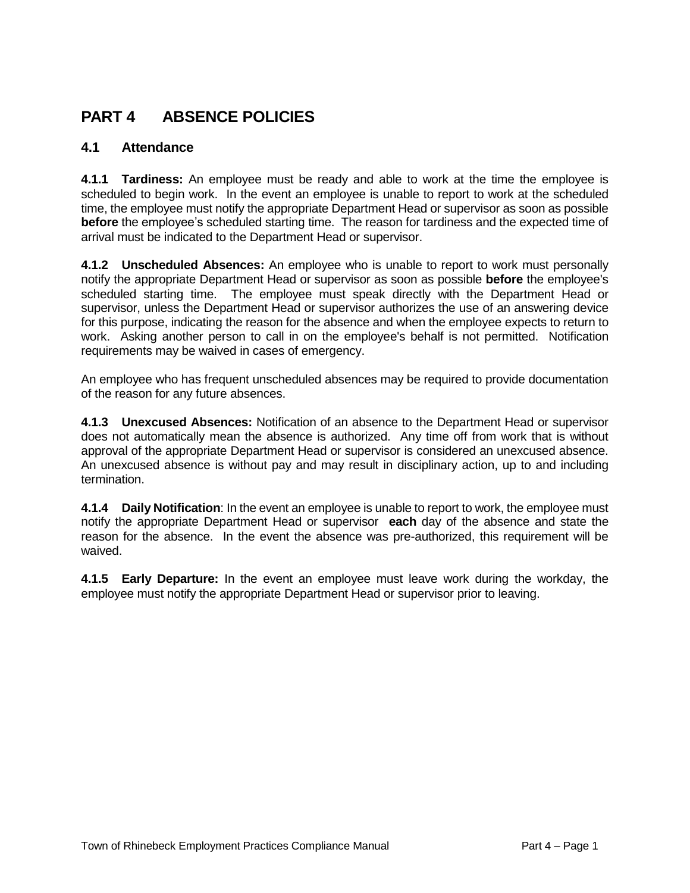# PART 4 ABSENCE POLICIES

## 4.1 Attendance

**4.1.1 Tardiness:** An employee must be ready and able to work at the time the employee is scheduled to begin work. In the event an employee is unable to report to work at the scheduled time, the employee must notify the appropriate Department Head or supervisor as soon as possible **before** the employee's scheduled starting time. The reason for tardiness and the expected time of arrival must be indicated to the Department Head or supervisor.

**4.1.2 Unscheduled Absences:** An employee who is unable to report to work must personally notify the appropriate Department Head or supervisor as soon as possible **before** the employee's scheduled starting time. The employee must speak directly with the Department Head or supervisor, unless the Department Head or supervisor authorizes the use of an answering device for this purpose, indicating the reason for the absence and when the employee expects to return to work. Asking another person to call in on the employee's behalf is not permitted. Notification requirements may be waived in cases of emergency.

An employee who has frequent unscheduled absences may be required to provide documentation of the reason for any future absences.

**4.1.3 Unexcused Absences:** Notification of an absence to the Department Head or supervisor does not automatically mean the absence is authorized. Any time off from work that is without approval of the appropriate Department Head or supervisor is considered an unexcused absence. An unexcused absence is without pay and may result in disciplinary action, up to and including termination.

**4.1.4 Daily Notification**: In the event an employee is unable to report to work, the employee must notify the appropriate Department Head or supervisor **each** day of the absence and state the reason for the absence. In the event the absence was pre-authorized, this requirement will be waived.

**4.1.5 Early Departure:** In the event an employee must leave work during the workday, the employee must notify the appropriate Department Head or supervisor prior to leaving.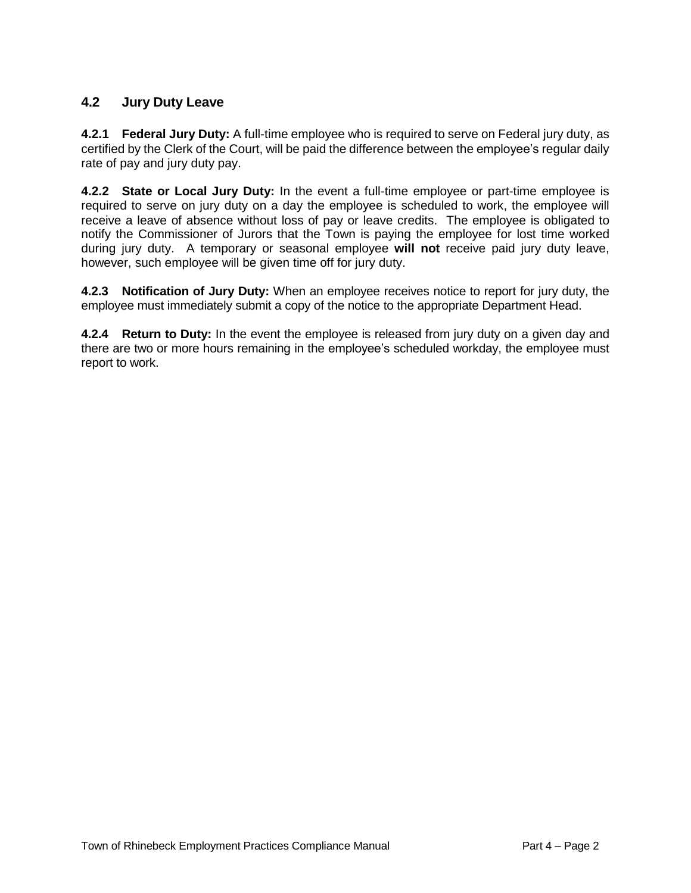## 4.2 Jury Duty Leave

**4.2.1 Federal Jury Duty:** A full-time employee who is required to serve on Federal jury duty, as certified by the Clerk of the Court, will be paid the difference between the employee's regular daily rate of pay and jury duty pay.

**4.2.2 State or Local Jury Duty:** In the event a full-time employee or part-time employee is required to serve on jury duty on a day the employee is scheduled to work, the employee will receive a leave of absence without loss of pay or leave credits. The employee is obligated to notify the Commissioner of Jurors that the Town is paying the employee for lost time worked during jury duty. A temporary or seasonal employee **will not** receive paid jury duty leave, however, such employee will be given time off for jury duty.

**4.2.3 Notification of Jury Duty:** When an employee receives notice to report for jury duty, the employee must immediately submit a copy of the notice to the appropriate Department Head.

**4.2.4 Return to Duty:** In the event the employee is released from jury duty on a given day and there are two or more hours remaining in the employee's scheduled workday, the employee must report to work.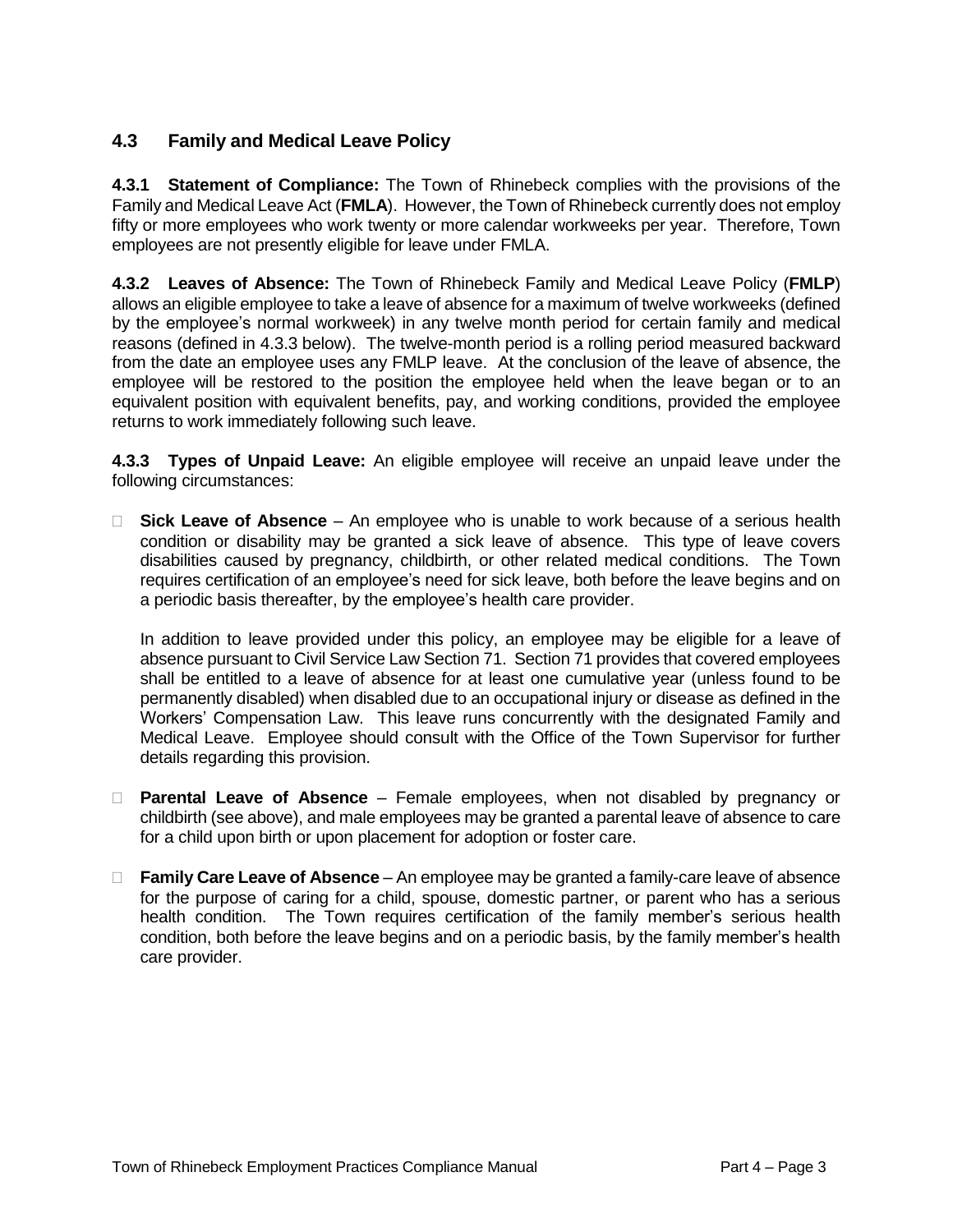## 4.3 Family and Medical Leave Policy

**4.3.1 Statement of Compliance:** The Town of Rhinebeck complies with the provisions of the Family and Medical Leave Act (**FMLA**). However, the Town of Rhinebeck currently does not employ fifty or more employees who work twenty or more calendar workweeks per year. Therefore, Town employees are not presently eligible for leave under FMLA.

**4.3.2 Leaves of Absence:** The Town of Rhinebeck Family and Medical Leave Policy (**FMLP**) allows an eligible employee to take a leave of absence for a maximum of twelve workweeks (defined by the employee's normal workweek) in any twelve month period for certain family and medical reasons (defined in 4.3.3 below). The twelve-month period is a rolling period measured backward from the date an employee uses any FMLP leave. At the conclusion of the leave of absence, the employee will be restored to the position the employee held when the leave began or to an equivalent position with equivalent benefits, pay, and working conditions, provided the employee returns to work immediately following such leave.

**4.3.3 Types of Unpaid Leave:** An eligible employee will receive an unpaid leave under the following circumstances:

- **Sick Leave of Absence** – An employee who is unable to work because of a serious health condition or disability may be granted a sick leave of absence. This type of leave covers disabilities caused by pregnancy, childbirth, or other related medical conditions. The Town requires certification of an employee's need for sick leave, both before the leave begins and on a periodic basis thereafter, by the employee's health care provider.

  In addition to leave provided under this policy, an employee may be eligible for a leave of absence pursuant to Civil Service Law Section 71. Section 71 provides that covered employees shall be entitled to a leave of absence for at least one cumulative year (unless found to be permanently disabled) when disabled due to an occupational injury or disease as defined in the Workers' Compensation Law. This leave runs concurrently with the designated Family and Medical Leave. Employee should consult with the Office of the Town Supervisor for further details regarding this provision.

- **Parental Leave of Absence** – Female employees, when not disabled by pregnancy or childbirth (see above), and male employees may be granted a parental leave of absence to care for a child upon birth or upon placement for adoption or foster care.

- **Family Care Leave of Absence** – An employee may be granted a family-care leave of absence for the purpose of caring for a child, spouse, domestic partner, or parent who has a serious health condition. The Town requires certification of the family member's serious health condition, both before the leave begins and on a periodic basis, by the family member's health care provider.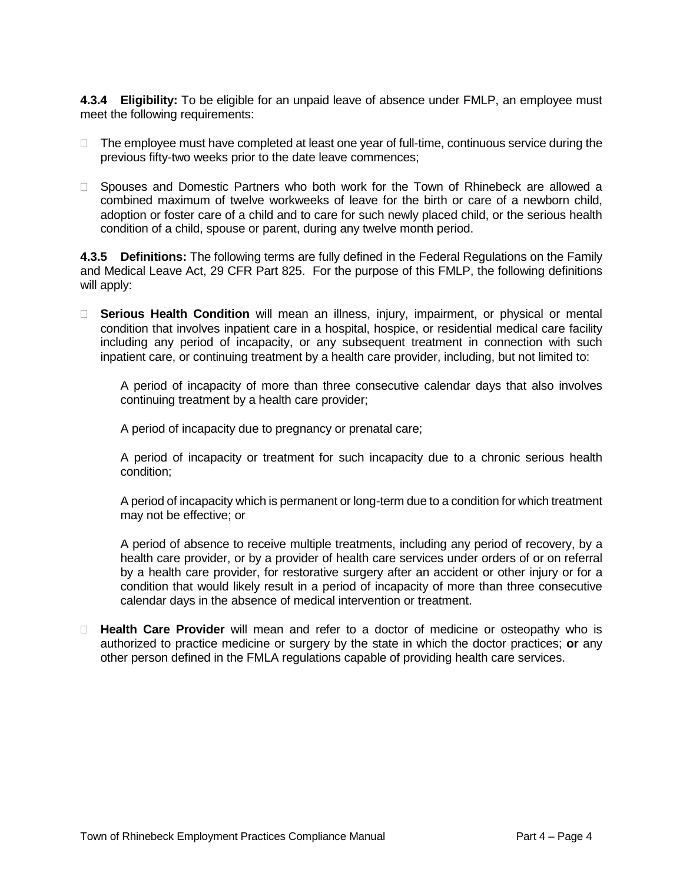**4.3.4 Eligibility:** To be eligible for an unpaid leave of absence under FMLP, an employee must meet the following requirements:

- The employee must have completed at least one year of full-time, continuous service during the previous fifty-two weeks prior to the date leave commences;
- Spouses and Domestic Partners who both work for the Town of Rhinebeck are allowed a combined maximum of twelve workweeks of leave for the birth or care of a newborn child, adoption or foster care of a child and to care for such newly placed child, or the serious health condition of a child, spouse or parent, during any twelve month period.

**4.3.5 Definitions:** The following terms are fully defined in the Federal Regulations on the Family and Medical Leave Act, 29 CFR Part 825. For the purpose of this FMLP, the following definitions will apply:

- **Serious Health Condition** will mean an illness, injury, impairment, or physical or mental condition that involves inpatient care in a hospital, hospice, or residential medical care facility including any period of incapacity, or any subsequent treatment in connection with such inpatient care, or continuing treatment by a health care provider, including, but not limited to:

  A period of incapacity of more than three consecutive calendar days that also involves continuing treatment by a health care provider;

  A period of incapacity due to pregnancy or prenatal care;

  A period of incapacity or treatment for such incapacity due to a chronic serious health condition;

  A period of incapacity which is permanent or long-term due to a condition for which treatment may not be effective; or

  A period of absence to receive multiple treatments, including any period of recovery, by a health care provider, or by a provider of health care services under orders of or on referral by a health care provider, for restorative surgery after an accident or other injury or for a condition that would likely result in a period of incapacity of more than three consecutive calendar days in the absence of medical intervention or treatment.

- **Health Care Provider** will mean and refer to a doctor of medicine or osteopathy who is authorized to practice medicine or surgery by the state in which the doctor practices; **or** any other person defined in the FMLA regulations capable of providing health care services.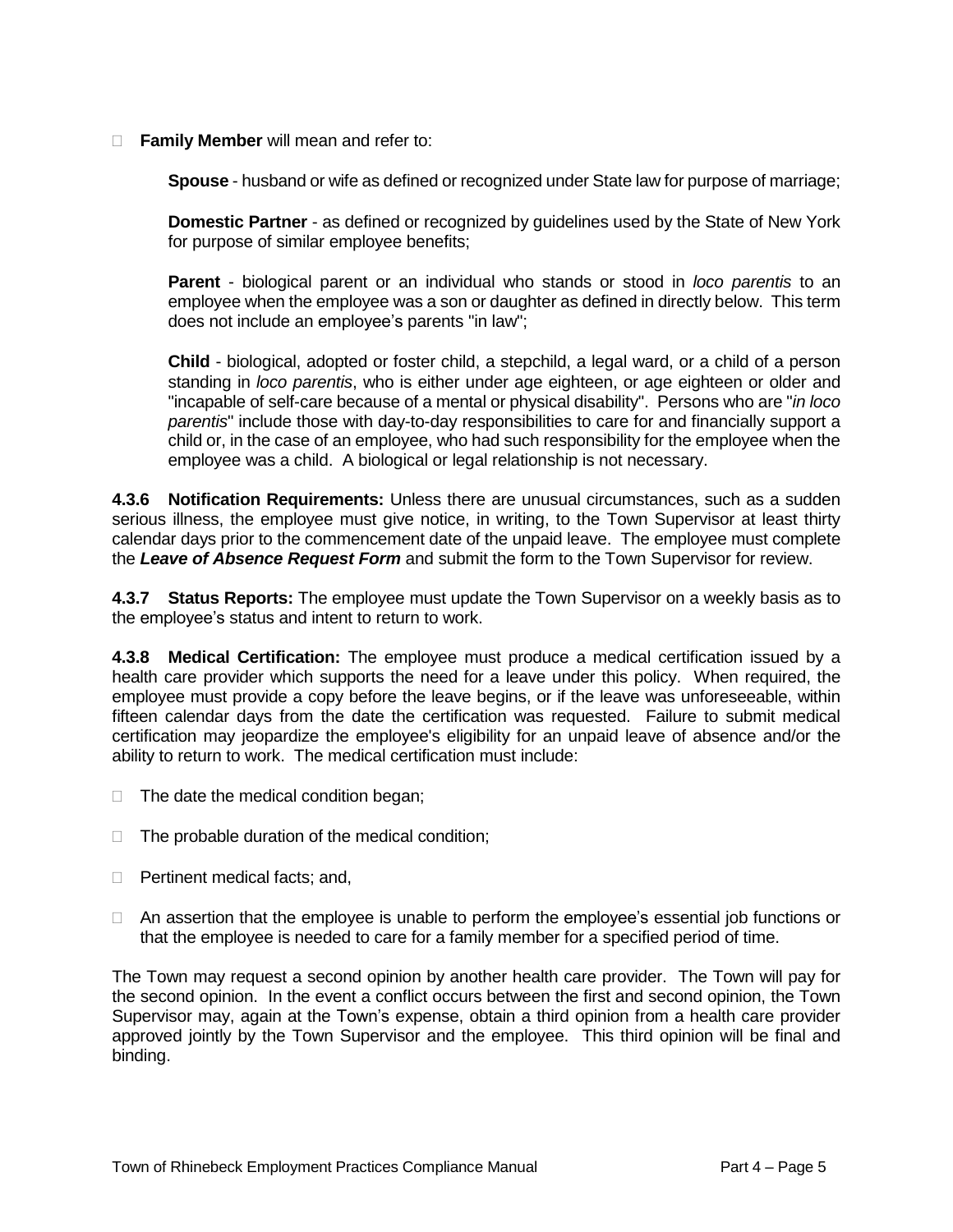- **Family Member** will mean and refer to:

  **Spouse** - husband or wife as defined or recognized under State law for purpose of marriage;

  **Domestic Partner** - as defined or recognized by guidelines used by the State of New York for purpose of similar employee benefits;

  **Parent** - biological parent or an individual who stands or stood in *loco parentis* to an employee when the employee was a son or daughter as defined in directly below. This term does not include an employee's parents "in law";

  **Child** - biological, adopted or foster child, a stepchild, a legal ward, or a child of a person standing in *loco parentis*, who is either under age eighteen, or age eighteen or older and "incapable of self-care because of a mental or physical disability". Persons who are "*in loco parentis*" include those with day-to-day responsibilities to care for and financially support a child or, in the case of an employee, who had such responsibility for the employee when the employee was a child. A biological or legal relationship is not necessary.

**4.3.6 Notification Requirements:** Unless there are unusual circumstances, such as a sudden serious illness, the employee must give notice, in writing, to the Town Supervisor at least thirty calendar days prior to the commencement date of the unpaid leave. The employee must complete the ***Leave of Absence Request Form*** and submit the form to the Town Supervisor for review.

**4.3.7 Status Reports:** The employee must update the Town Supervisor on a weekly basis as to the employee's status and intent to return to work.

**4.3.8 Medical Certification:** The employee must produce a medical certification issued by a health care provider which supports the need for a leave under this policy. When required, the employee must provide a copy before the leave begins, or if the leave was unforeseeable, within fifteen calendar days from the date the certification was requested. Failure to submit medical certification may jeopardize the employee's eligibility for an unpaid leave of absence and/or the ability to return to work. The medical certification must include:

- The date the medical condition began;
- The probable duration of the medical condition;
- Pertinent medical facts; and,
- An assertion that the employee is unable to perform the employee's essential job functions or that the employee is needed to care for a family member for a specified period of time.

The Town may request a second opinion by another health care provider. The Town will pay for the second opinion. In the event a conflict occurs between the first and second opinion, the Town Supervisor may, again at the Town's expense, obtain a third opinion from a health care provider approved jointly by the Town Supervisor and the employee. This third opinion will be final and binding.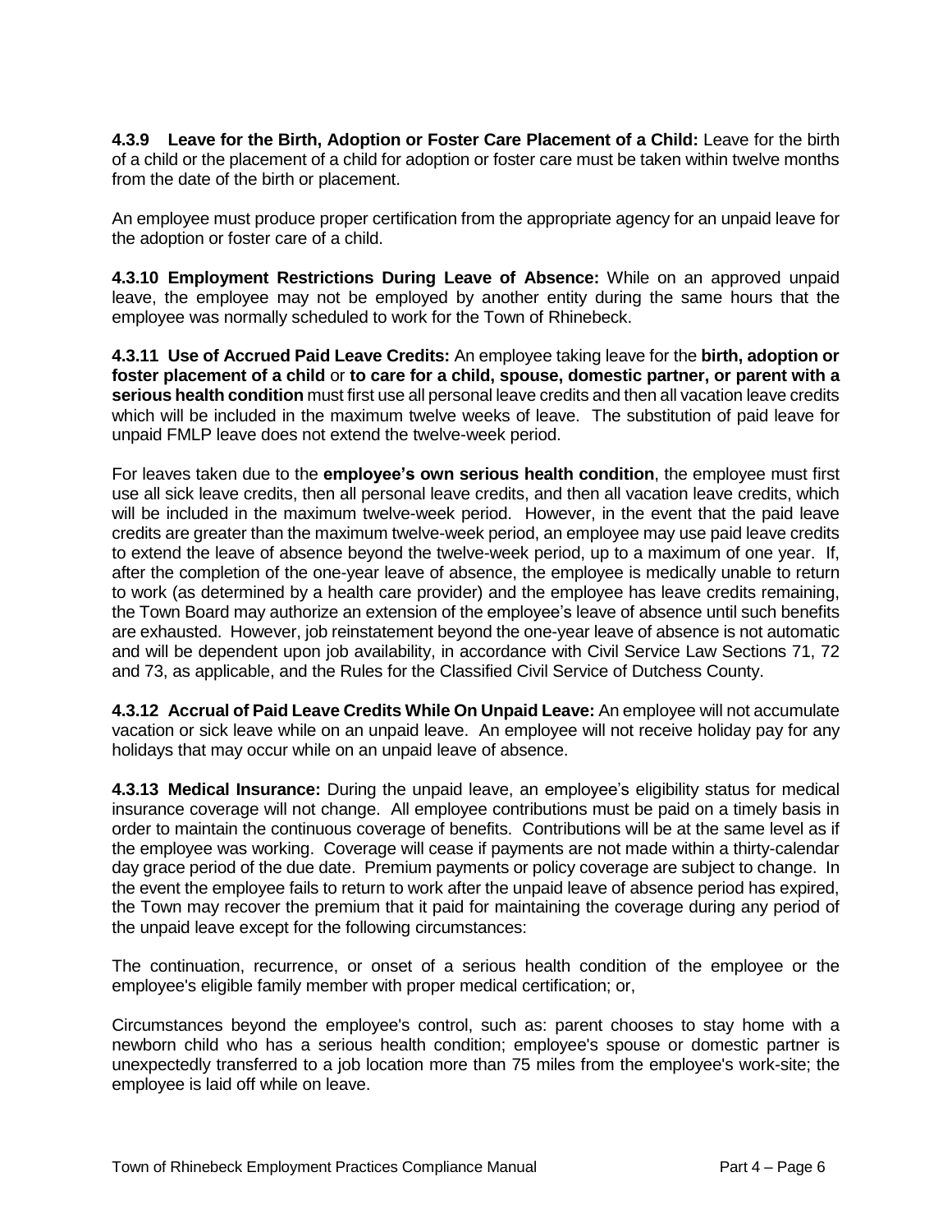**4.3.9 Leave for the Birth, Adoption or Foster Care Placement of a Child:** Leave for the birth of a child or the placement of a child for adoption or foster care must be taken within twelve months from the date of the birth or placement.

An employee must produce proper certification from the appropriate agency for an unpaid leave for the adoption or foster care of a child.

**4.3.10 Employment Restrictions During Leave of Absence:** While on an approved unpaid leave, the employee may not be employed by another entity during the same hours that the employee was normally scheduled to work for the Town of Rhinebeck.

**4.3.11 Use of Accrued Paid Leave Credits:** An employee taking leave for the **birth, adoption or foster placement of a child** or **to care for a child, spouse, domestic partner, or parent with a serious health condition** must first use all personal leave credits and then all vacation leave credits which will be included in the maximum twelve weeks of leave. The substitution of paid leave for unpaid FMLP leave does not extend the twelve-week period.

For leaves taken due to the **employee's own serious health condition**, the employee must first use all sick leave credits, then all personal leave credits, and then all vacation leave credits, which will be included in the maximum twelve-week period. However, in the event that the paid leave credits are greater than the maximum twelve-week period, an employee may use paid leave credits to extend the leave of absence beyond the twelve-week period, up to a maximum of one year. If, after the completion of the one-year leave of absence, the employee is medically unable to return to work (as determined by a health care provider) and the employee has leave credits remaining, the Town Board may authorize an extension of the employee's leave of absence until such benefits are exhausted. However, job reinstatement beyond the one-year leave of absence is not automatic and will be dependent upon job availability, in accordance with Civil Service Law Sections 71, 72 and 73, as applicable, and the Rules for the Classified Civil Service of Dutchess County.

**4.3.12 Accrual of Paid Leave Credits While On Unpaid Leave:** An employee will not accumulate vacation or sick leave while on an unpaid leave. An employee will not receive holiday pay for any holidays that may occur while on an unpaid leave of absence.

**4.3.13 Medical Insurance:** During the unpaid leave, an employee's eligibility status for medical insurance coverage will not change. All employee contributions must be paid on a timely basis in order to maintain the continuous coverage of benefits. Contributions will be at the same level as if the employee was working. Coverage will cease if payments are not made within a thirty-calendar day grace period of the due date. Premium payments or policy coverage are subject to change. In the event the employee fails to return to work after the unpaid leave of absence period has expired, the Town may recover the premium that it paid for maintaining the coverage during any period of the unpaid leave except for the following circumstances:

The continuation, recurrence, or onset of a serious health condition of the employee or the employee's eligible family member with proper medical certification; or,

Circumstances beyond the employee's control, such as: parent chooses to stay home with a newborn child who has a serious health condition; employee's spouse or domestic partner is unexpectedly transferred to a job location more than 75 miles from the employee's work-site; the employee is laid off while on leave.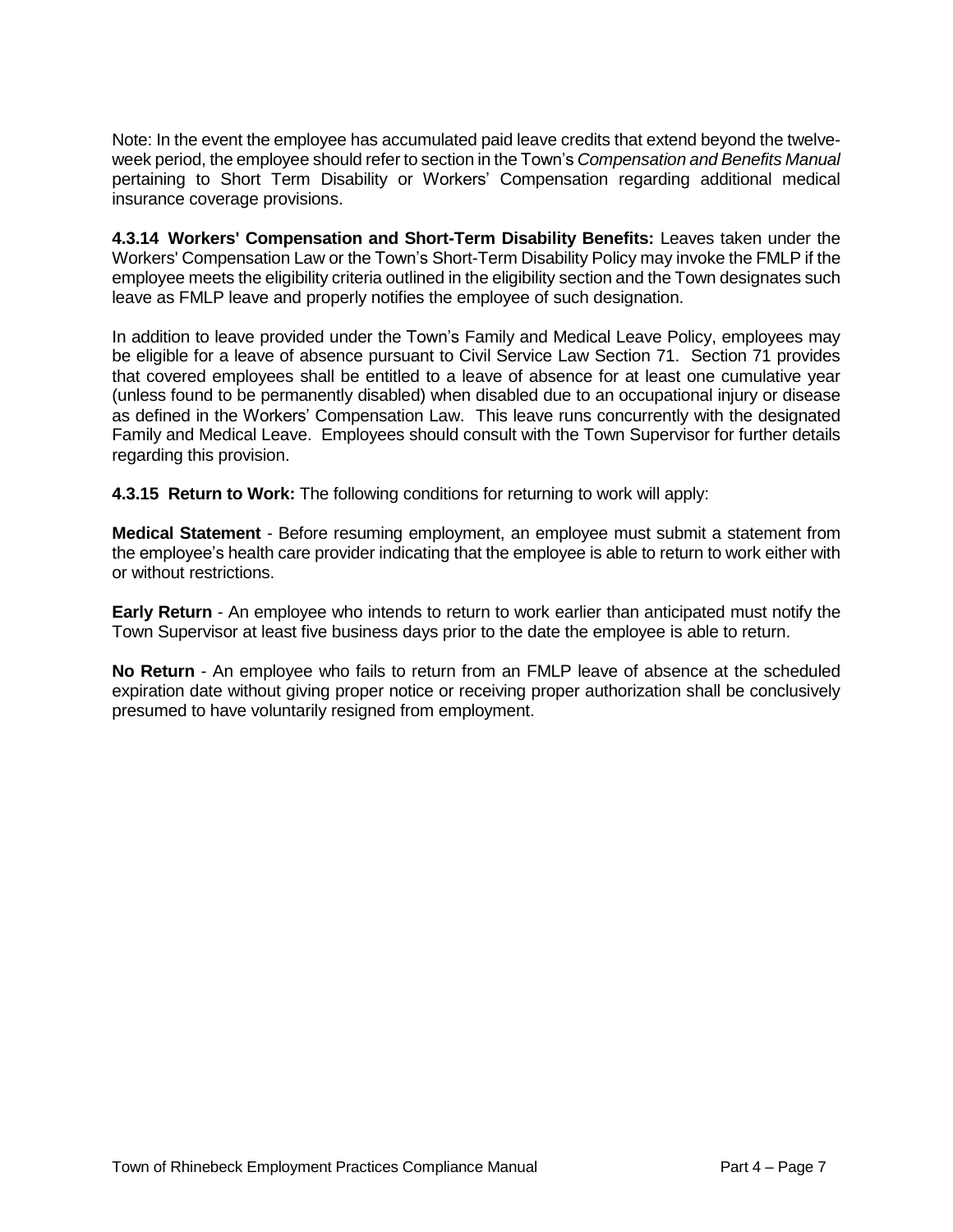Note: In the event the employee has accumulated paid leave credits that extend beyond the twelve-week period, the employee should refer to section in the Town's *Compensation and Benefits Manual* pertaining to Short Term Disability or Workers' Compensation regarding additional medical insurance coverage provisions.

**4.3.14 Workers' Compensation and Short-Term Disability Benefits:** Leaves taken under the Workers' Compensation Law or the Town's Short-Term Disability Policy may invoke the FMLP if the employee meets the eligibility criteria outlined in the eligibility section and the Town designates such leave as FMLP leave and properly notifies the employee of such designation.

In addition to leave provided under the Town's Family and Medical Leave Policy, employees may be eligible for a leave of absence pursuant to Civil Service Law Section 71. Section 71 provides that covered employees shall be entitled to a leave of absence for at least one cumulative year (unless found to be permanently disabled) when disabled due to an occupational injury or disease as defined in the Workers' Compensation Law. This leave runs concurrently with the designated Family and Medical Leave. Employees should consult with the Town Supervisor for further details regarding this provision.

**4.3.15 Return to Work:** The following conditions for returning to work will apply:

**Medical Statement** - Before resuming employment, an employee must submit a statement from the employee's health care provider indicating that the employee is able to return to work either with or without restrictions.

**Early Return** - An employee who intends to return to work earlier than anticipated must notify the Town Supervisor at least five business days prior to the date the employee is able to return.

**No Return** - An employee who fails to return from an FMLP leave of absence at the scheduled expiration date without giving proper notice or receiving proper authorization shall be conclusively presumed to have voluntarily resigned from employment.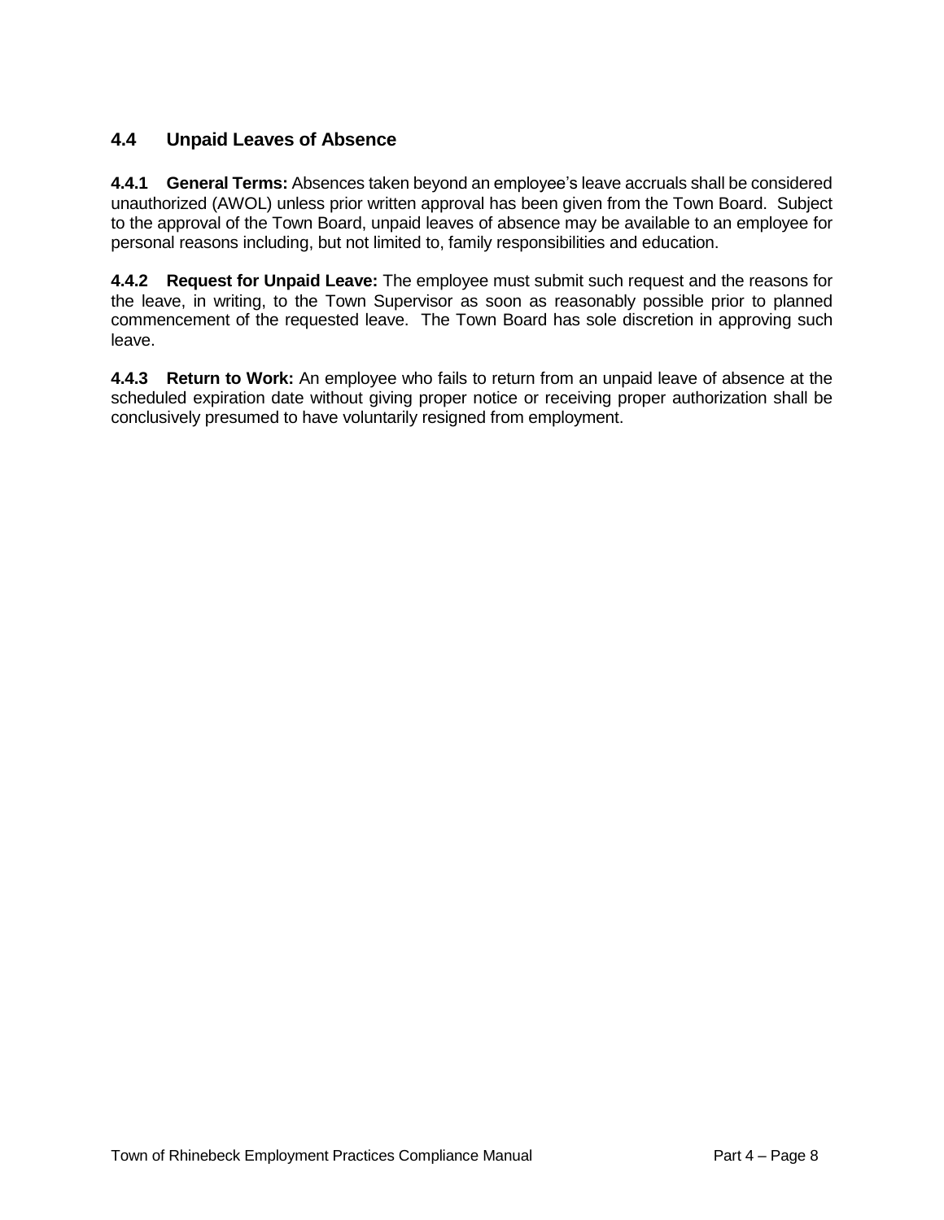## 4.4 Unpaid Leaves of Absence

**4.4.1 General Terms:** Absences taken beyond an employee's leave accruals shall be considered unauthorized (AWOL) unless prior written approval has been given from the Town Board. Subject to the approval of the Town Board, unpaid leaves of absence may be available to an employee for personal reasons including, but not limited to, family responsibilities and education.

**4.4.2 Request for Unpaid Leave:** The employee must submit such request and the reasons for the leave, in writing, to the Town Supervisor as soon as reasonably possible prior to planned commencement of the requested leave. The Town Board has sole discretion in approving such leave.

**4.4.3 Return to Work:** An employee who fails to return from an unpaid leave of absence at the scheduled expiration date without giving proper notice or receiving proper authorization shall be conclusively presumed to have voluntarily resigned from employment.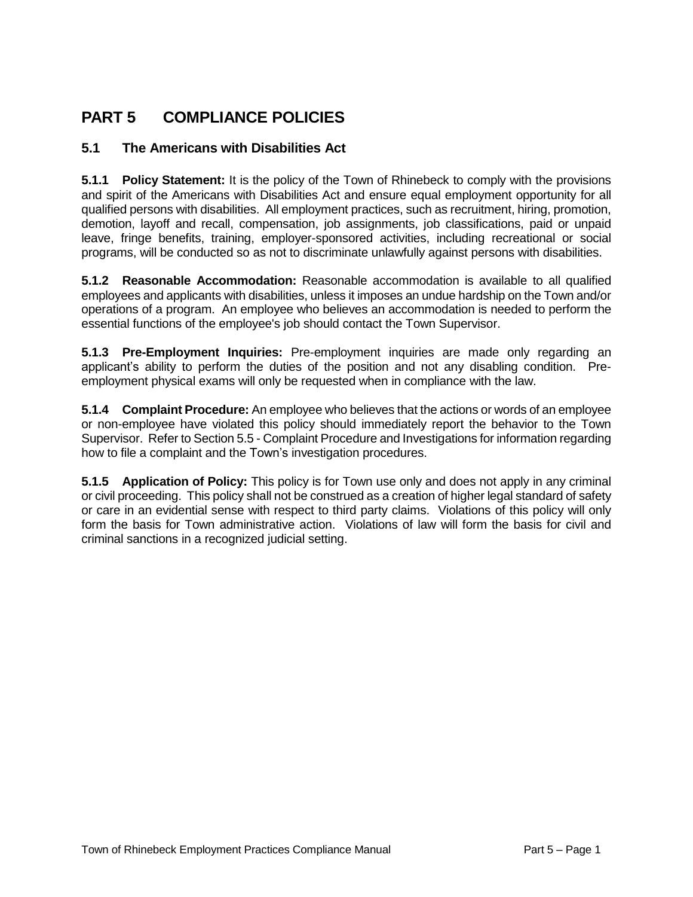# PART 5 COMPLIANCE POLICIES

## 5.1 The Americans with Disabilities Act

**5.1.1 Policy Statement:** It is the policy of the Town of Rhinebeck to comply with the provisions and spirit of the Americans with Disabilities Act and ensure equal employment opportunity for all qualified persons with disabilities. All employment practices, such as recruitment, hiring, promotion, demotion, layoff and recall, compensation, job assignments, job classifications, paid or unpaid leave, fringe benefits, training, employer-sponsored activities, including recreational or social programs, will be conducted so as not to discriminate unlawfully against persons with disabilities.

**5.1.2 Reasonable Accommodation:** Reasonable accommodation is available to all qualified employees and applicants with disabilities, unless it imposes an undue hardship on the Town and/or operations of a program. An employee who believes an accommodation is needed to perform the essential functions of the employee's job should contact the Town Supervisor.

**5.1.3 Pre-Employment Inquiries:** Pre-employment inquiries are made only regarding an applicant's ability to perform the duties of the position and not any disabling condition. Pre-employment physical exams will only be requested when in compliance with the law.

**5.1.4 Complaint Procedure:** An employee who believes that the actions or words of an employee or non-employee have violated this policy should immediately report the behavior to the Town Supervisor. Refer to Section 5.5 - Complaint Procedure and Investigations for information regarding how to file a complaint and the Town's investigation procedures.

**5.1.5 Application of Policy:** This policy is for Town use only and does not apply in any criminal or civil proceeding. This policy shall not be construed as a creation of higher legal standard of safety or care in an evidential sense with respect to third party claims. Violations of this policy will only form the basis for Town administrative action. Violations of law will form the basis for civil and criminal sanctions in a recognized judicial setting.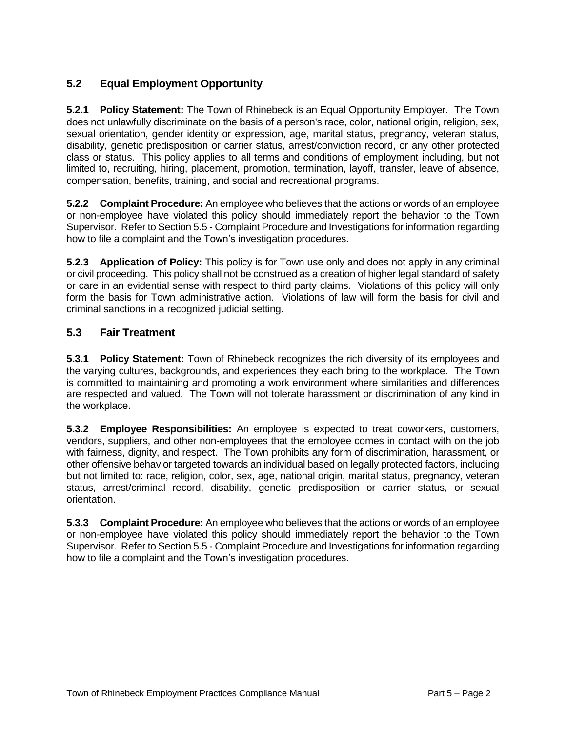## 5.2 Equal Employment Opportunity

**5.2.1 Policy Statement:** The Town of Rhinebeck is an Equal Opportunity Employer. The Town does not unlawfully discriminate on the basis of a person's race, color, national origin, religion, sex, sexual orientation, gender identity or expression, age, marital status, pregnancy, veteran status, disability, genetic predisposition or carrier status, arrest/conviction record, or any other protected class or status. This policy applies to all terms and conditions of employment including, but not limited to, recruiting, hiring, placement, promotion, termination, layoff, transfer, leave of absence, compensation, benefits, training, and social and recreational programs.

**5.2.2 Complaint Procedure:** An employee who believes that the actions or words of an employee or non-employee have violated this policy should immediately report the behavior to the Town Supervisor. Refer to Section 5.5 - Complaint Procedure and Investigations for information regarding how to file a complaint and the Town's investigation procedures.

**5.2.3 Application of Policy:** This policy is for Town use only and does not apply in any criminal or civil proceeding. This policy shall not be construed as a creation of higher legal standard of safety or care in an evidential sense with respect to third party claims. Violations of this policy will only form the basis for Town administrative action. Violations of law will form the basis for civil and criminal sanctions in a recognized judicial setting.

## 5.3 Fair Treatment

**5.3.1 Policy Statement:** Town of Rhinebeck recognizes the rich diversity of its employees and the varying cultures, backgrounds, and experiences they each bring to the workplace. The Town is committed to maintaining and promoting a work environment where similarities and differences are respected and valued. The Town will not tolerate harassment or discrimination of any kind in the workplace.

**5.3.2 Employee Responsibilities:** An employee is expected to treat coworkers, customers, vendors, suppliers, and other non-employees that the employee comes in contact with on the job with fairness, dignity, and respect. The Town prohibits any form of discrimination, harassment, or other offensive behavior targeted towards an individual based on legally protected factors, including but not limited to: race, religion, color, sex, age, national origin, marital status, pregnancy, veteran status, arrest/criminal record, disability, genetic predisposition or carrier status, or sexual orientation.

**5.3.3 Complaint Procedure:** An employee who believes that the actions or words of an employee or non-employee have violated this policy should immediately report the behavior to the Town Supervisor. Refer to Section 5.5 - Complaint Procedure and Investigations for information regarding how to file a complaint and the Town's investigation procedures.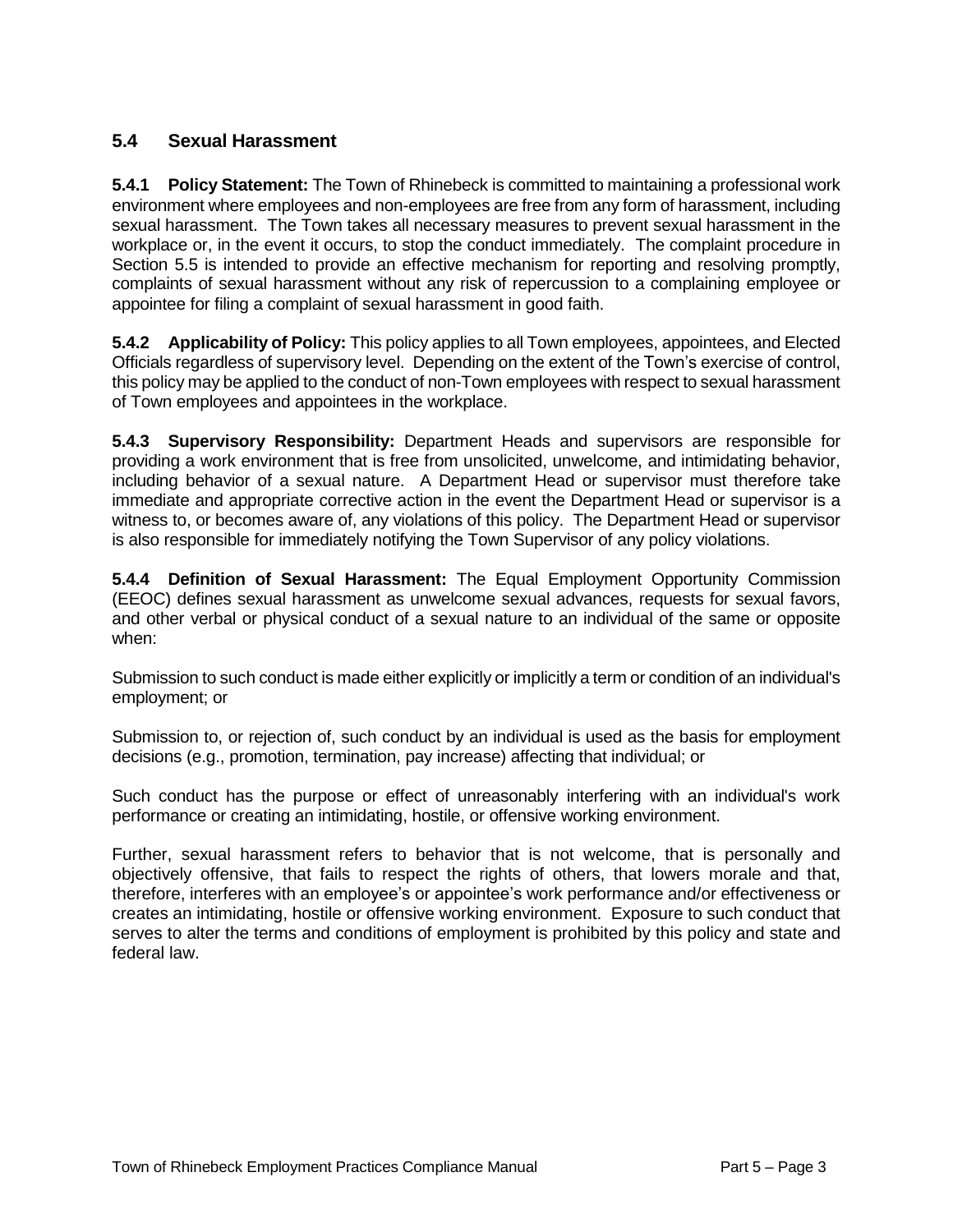## 5.4 Sexual Harassment

**5.4.1 Policy Statement:** The Town of Rhinebeck is committed to maintaining a professional work environment where employees and non-employees are free from any form of harassment, including sexual harassment. The Town takes all necessary measures to prevent sexual harassment in the workplace or, in the event it occurs, to stop the conduct immediately. The complaint procedure in Section 5.5 is intended to provide an effective mechanism for reporting and resolving promptly, complaints of sexual harassment without any risk of repercussion to a complaining employee or appointee for filing a complaint of sexual harassment in good faith.

**5.4.2 Applicability of Policy:** This policy applies to all Town employees, appointees, and Elected Officials regardless of supervisory level. Depending on the extent of the Town's exercise of control, this policy may be applied to the conduct of non-Town employees with respect to sexual harassment of Town employees and appointees in the workplace.

**5.4.3 Supervisory Responsibility:** Department Heads and supervisors are responsible for providing a work environment that is free from unsolicited, unwelcome, and intimidating behavior, including behavior of a sexual nature. A Department Head or supervisor must therefore take immediate and appropriate corrective action in the event the Department Head or supervisor is a witness to, or becomes aware of, any violations of this policy. The Department Head or supervisor is also responsible for immediately notifying the Town Supervisor of any policy violations.

**5.4.4 Definition of Sexual Harassment:** The Equal Employment Opportunity Commission (EEOC) defines sexual harassment as unwelcome sexual advances, requests for sexual favors, and other verbal or physical conduct of a sexual nature to an individual of the same or opposite when:

Submission to such conduct is made either explicitly or implicitly a term or condition of an individual's employment; or

Submission to, or rejection of, such conduct by an individual is used as the basis for employment decisions (e.g., promotion, termination, pay increase) affecting that individual; or

Such conduct has the purpose or effect of unreasonably interfering with an individual's work performance or creating an intimidating, hostile, or offensive working environment.

Further, sexual harassment refers to behavior that is not welcome, that is personally and objectively offensive, that fails to respect the rights of others, that lowers morale and that, therefore, interferes with an employee's or appointee's work performance and/or effectiveness or creates an intimidating, hostile or offensive working environment. Exposure to such conduct that serves to alter the terms and conditions of employment is prohibited by this policy and state and federal law.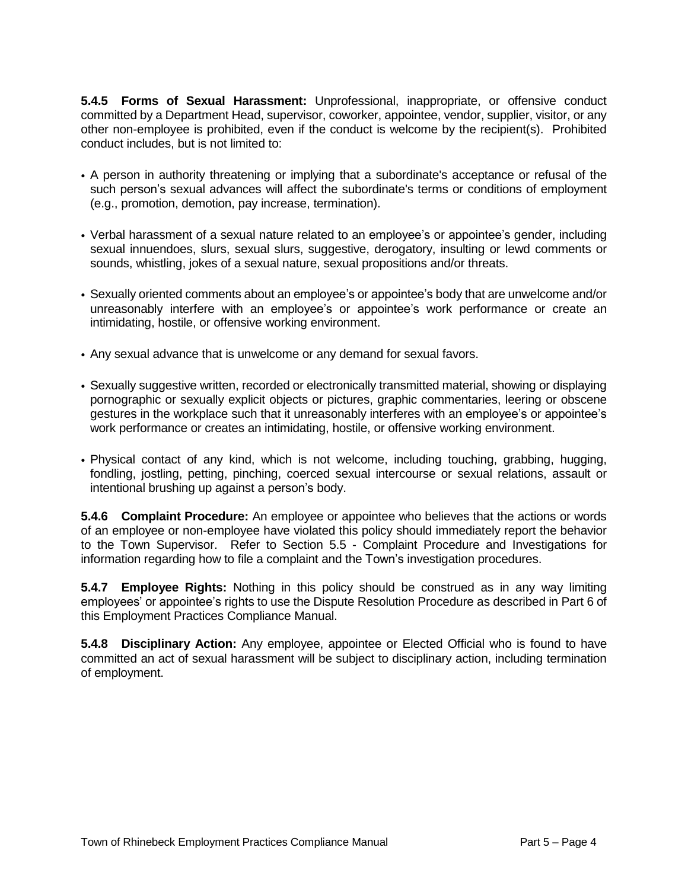**5.4.5 Forms of Sexual Harassment:** Unprofessional, inappropriate, or offensive conduct committed by a Department Head, supervisor, coworker, appointee, vendor, supplier, visitor, or any other non-employee is prohibited, even if the conduct is welcome by the recipient(s). Prohibited conduct includes, but is not limited to:

- A person in authority threatening or implying that a subordinate's acceptance or refusal of the such person's sexual advances will affect the subordinate's terms or conditions of employment (e.g., promotion, demotion, pay increase, termination).
- Verbal harassment of a sexual nature related to an employee's or appointee's gender, including sexual innuendoes, slurs, sexual slurs, suggestive, derogatory, insulting or lewd comments or sounds, whistling, jokes of a sexual nature, sexual propositions and/or threats.
- Sexually oriented comments about an employee's or appointee's body that are unwelcome and/or unreasonably interfere with an employee's or appointee's work performance or create an intimidating, hostile, or offensive working environment.
- Any sexual advance that is unwelcome or any demand for sexual favors.
- Sexually suggestive written, recorded or electronically transmitted material, showing or displaying pornographic or sexually explicit objects or pictures, graphic commentaries, leering or obscene gestures in the workplace such that it unreasonably interferes with an employee's or appointee's work performance or creates an intimidating, hostile, or offensive working environment.
- Physical contact of any kind, which is not welcome, including touching, grabbing, hugging, fondling, jostling, petting, pinching, coerced sexual intercourse or sexual relations, assault or intentional brushing up against a person's body.

**5.4.6 Complaint Procedure:** An employee or appointee who believes that the actions or words of an employee or non-employee have violated this policy should immediately report the behavior to the Town Supervisor. Refer to Section 5.5 - Complaint Procedure and Investigations for information regarding how to file a complaint and the Town's investigation procedures.

**5.4.7 Employee Rights:** Nothing in this policy should be construed as in any way limiting employees' or appointee's rights to use the Dispute Resolution Procedure as described in Part 6 of this Employment Practices Compliance Manual.

**5.4.8 Disciplinary Action:** Any employee, appointee or Elected Official who is found to have committed an act of sexual harassment will be subject to disciplinary action, including termination of employment.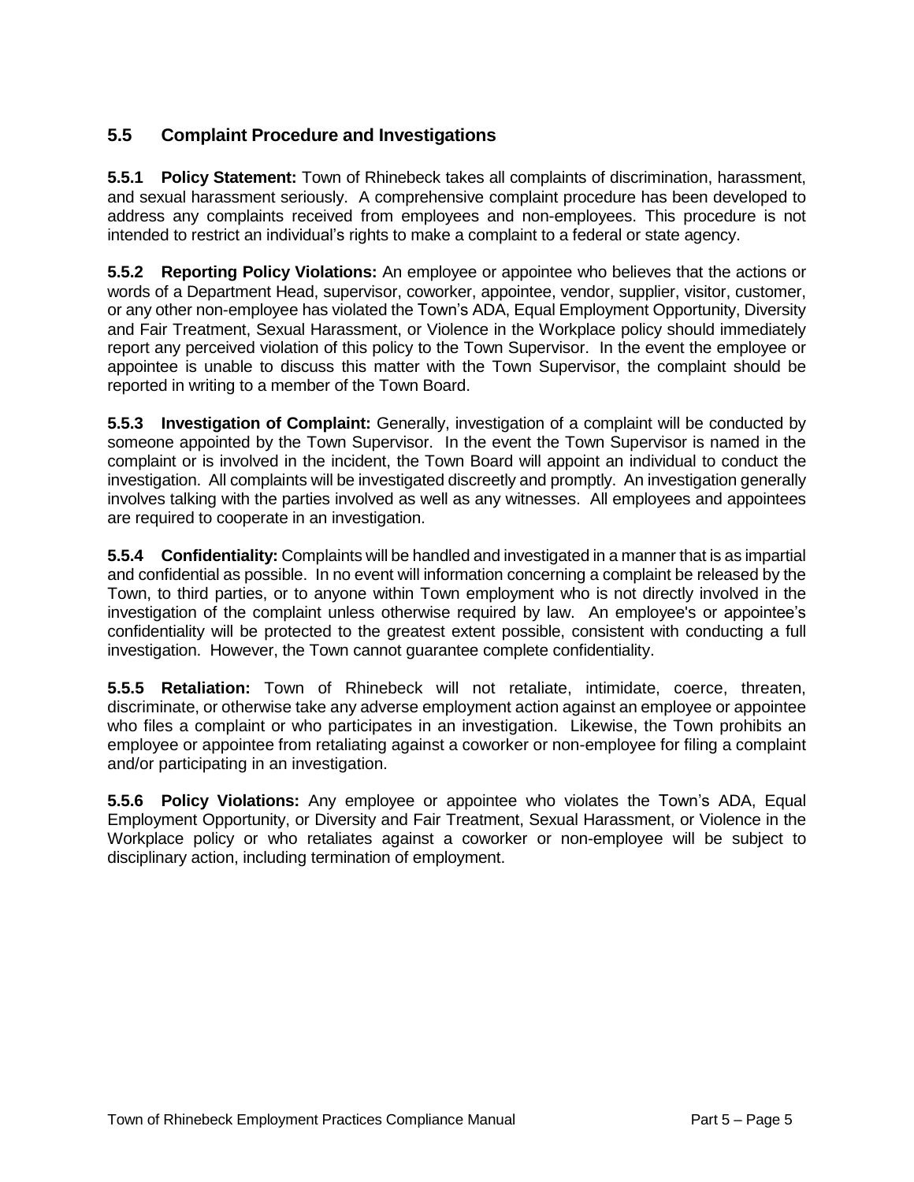## 5.5 Complaint Procedure and Investigations

**5.5.1 Policy Statement:** Town of Rhinebeck takes all complaints of discrimination, harassment, and sexual harassment seriously. A comprehensive complaint procedure has been developed to address any complaints received from employees and non-employees. This procedure is not intended to restrict an individual's rights to make a complaint to a federal or state agency.

**5.5.2 Reporting Policy Violations:** An employee or appointee who believes that the actions or words of a Department Head, supervisor, coworker, appointee, vendor, supplier, visitor, customer, or any other non-employee has violated the Town's ADA, Equal Employment Opportunity, Diversity and Fair Treatment, Sexual Harassment, or Violence in the Workplace policy should immediately report any perceived violation of this policy to the Town Supervisor. In the event the employee or appointee is unable to discuss this matter with the Town Supervisor, the complaint should be reported in writing to a member of the Town Board.

**5.5.3 Investigation of Complaint:** Generally, investigation of a complaint will be conducted by someone appointed by the Town Supervisor. In the event the Town Supervisor is named in the complaint or is involved in the incident, the Town Board will appoint an individual to conduct the investigation. All complaints will be investigated discreetly and promptly. An investigation generally involves talking with the parties involved as well as any witnesses. All employees and appointees are required to cooperate in an investigation.

**5.5.4 Confidentiality:** Complaints will be handled and investigated in a manner that is as impartial and confidential as possible. In no event will information concerning a complaint be released by the Town, to third parties, or to anyone within Town employment who is not directly involved in the investigation of the complaint unless otherwise required by law. An employee's or appointee's confidentiality will be protected to the greatest extent possible, consistent with conducting a full investigation. However, the Town cannot guarantee complete confidentiality.

**5.5.5 Retaliation:** Town of Rhinebeck will not retaliate, intimidate, coerce, threaten, discriminate, or otherwise take any adverse employment action against an employee or appointee who files a complaint or who participates in an investigation. Likewise, the Town prohibits an employee or appointee from retaliating against a coworker or non-employee for filing a complaint and/or participating in an investigation.

**5.5.6 Policy Violations:** Any employee or appointee who violates the Town's ADA, Equal Employment Opportunity, or Diversity and Fair Treatment, Sexual Harassment, or Violence in the Workplace policy or who retaliates against a coworker or non-employee will be subject to disciplinary action, including termination of employment.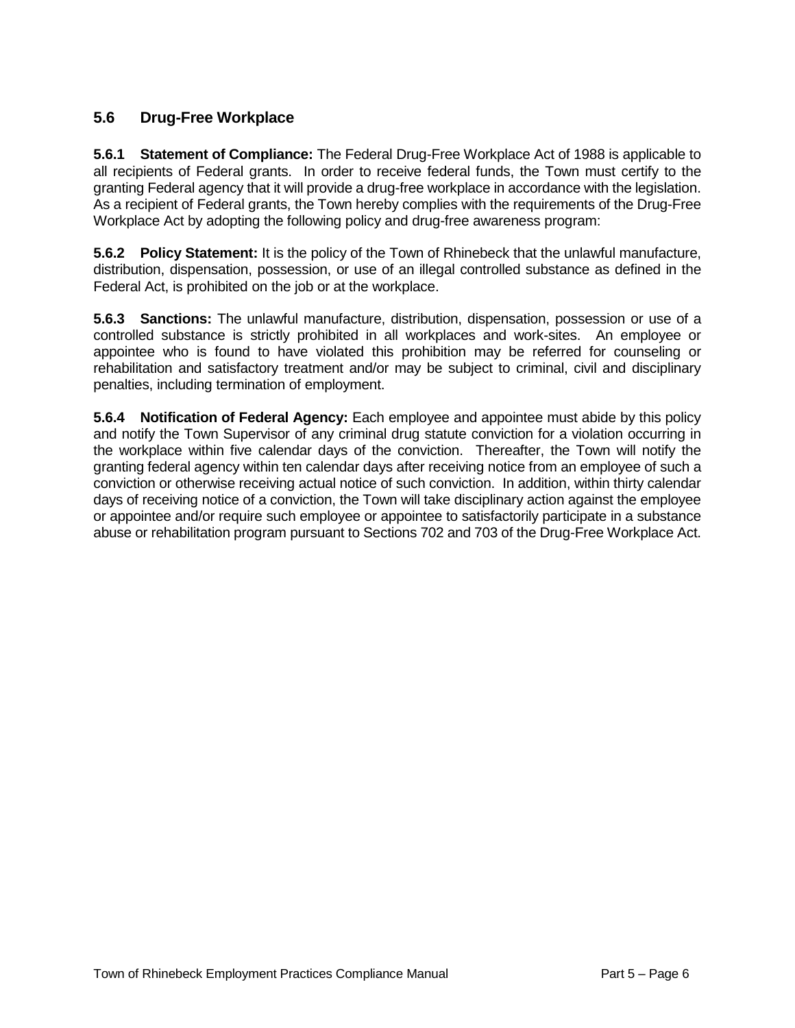## 5.6 Drug-Free Workplace

**5.6.1 Statement of Compliance:** The Federal Drug-Free Workplace Act of 1988 is applicable to all recipients of Federal grants. In order to receive federal funds, the Town must certify to the granting Federal agency that it will provide a drug-free workplace in accordance with the legislation. As a recipient of Federal grants, the Town hereby complies with the requirements of the Drug-Free Workplace Act by adopting the following policy and drug-free awareness program:

**5.6.2 Policy Statement:** It is the policy of the Town of Rhinebeck that the unlawful manufacture, distribution, dispensation, possession, or use of an illegal controlled substance as defined in the Federal Act, is prohibited on the job or at the workplace.

**5.6.3 Sanctions:** The unlawful manufacture, distribution, dispensation, possession or use of a controlled substance is strictly prohibited in all workplaces and work-sites. An employee or appointee who is found to have violated this prohibition may be referred for counseling or rehabilitation and satisfactory treatment and/or may be subject to criminal, civil and disciplinary penalties, including termination of employment.

**5.6.4 Notification of Federal Agency:** Each employee and appointee must abide by this policy and notify the Town Supervisor of any criminal drug statute conviction for a violation occurring in the workplace within five calendar days of the conviction. Thereafter, the Town will notify the granting federal agency within ten calendar days after receiving notice from an employee of such a conviction or otherwise receiving actual notice of such conviction. In addition, within thirty calendar days of receiving notice of a conviction, the Town will take disciplinary action against the employee or appointee and/or require such employee or appointee to satisfactorily participate in a substance abuse or rehabilitation program pursuant to Sections 702 and 703 of the Drug-Free Workplace Act.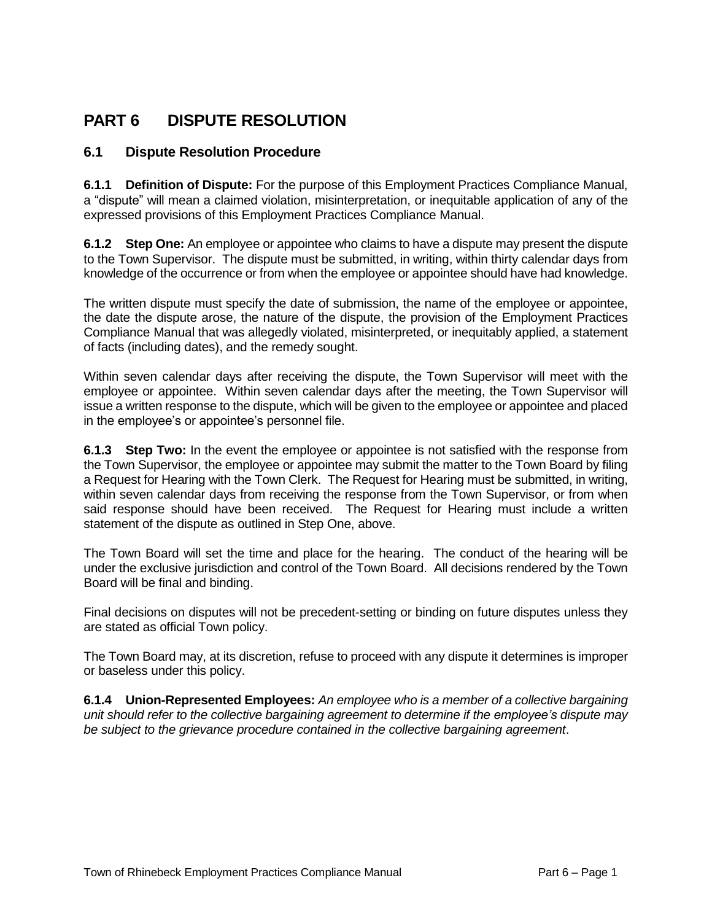# PART 6 DISPUTE RESOLUTION

## 6.1 Dispute Resolution Procedure

**6.1.1 Definition of Dispute:** For the purpose of this Employment Practices Compliance Manual, a "dispute" will mean a claimed violation, misinterpretation, or inequitable application of any of the expressed provisions of this Employment Practices Compliance Manual.

**6.1.2 Step One:** An employee or appointee who claims to have a dispute may present the dispute to the Town Supervisor. The dispute must be submitted, in writing, within thirty calendar days from knowledge of the occurrence or from when the employee or appointee should have had knowledge.

The written dispute must specify the date of submission, the name of the employee or appointee, the date the dispute arose, the nature of the dispute, the provision of the Employment Practices Compliance Manual that was allegedly violated, misinterpreted, or inequitably applied, a statement of facts (including dates), and the remedy sought.

Within seven calendar days after receiving the dispute, the Town Supervisor will meet with the employee or appointee. Within seven calendar days after the meeting, the Town Supervisor will issue a written response to the dispute, which will be given to the employee or appointee and placed in the employee's or appointee's personnel file.

**6.1.3 Step Two:** In the event the employee or appointee is not satisfied with the response from the Town Supervisor, the employee or appointee may submit the matter to the Town Board by filing a Request for Hearing with the Town Clerk. The Request for Hearing must be submitted, in writing, within seven calendar days from receiving the response from the Town Supervisor, or from when said response should have been received. The Request for Hearing must include a written statement of the dispute as outlined in Step One, above.

The Town Board will set the time and place for the hearing. The conduct of the hearing will be under the exclusive jurisdiction and control of the Town Board. All decisions rendered by the Town Board will be final and binding.

Final decisions on disputes will not be precedent-setting or binding on future disputes unless they are stated as official Town policy.

The Town Board may, at its discretion, refuse to proceed with any dispute it determines is improper or baseless under this policy.

**6.1.4 Union-Represented Employees:** *An employee who is a member of a collective bargaining unit should refer to the collective bargaining agreement to determine if the employee's dispute may be subject to the grievance procedure contained in the collective bargaining agreement*.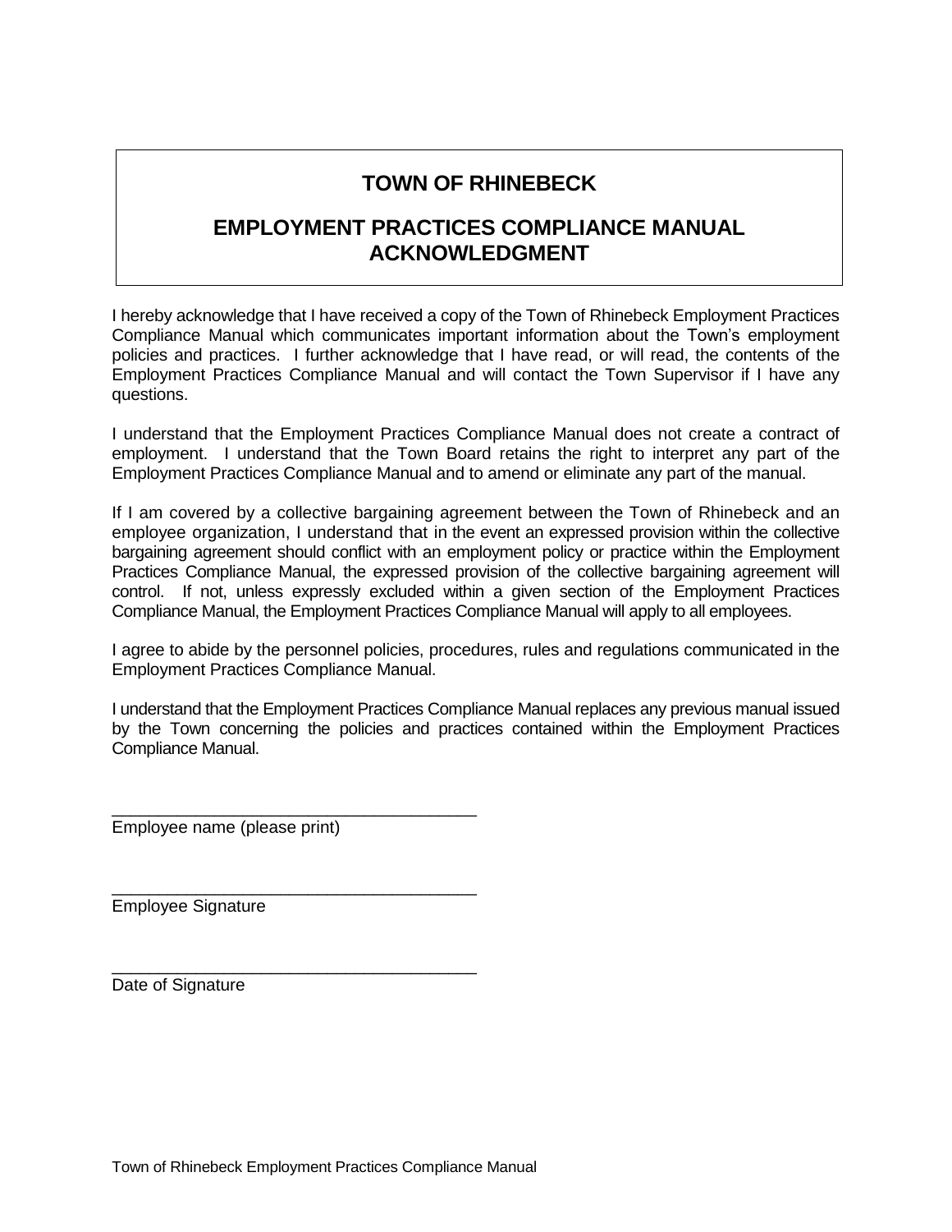# TOWN OF RHINEBECK

## EMPLOYMENT PRACTICES COMPLIANCE MANUAL ACKNOWLEDGMENT

I hereby acknowledge that I have received a copy of the Town of Rhinebeck Employment Practices Compliance Manual which communicates important information about the Town's employment policies and practices. I further acknowledge that I have read, or will read, the contents of the Employment Practices Compliance Manual and will contact the Town Supervisor if I have any questions.

I understand that the Employment Practices Compliance Manual does not create a contract of employment. I understand that the Town Board retains the right to interpret any part of the Employment Practices Compliance Manual and to amend or eliminate any part of the manual.

If I am covered by a collective bargaining agreement between the Town of Rhinebeck and an employee organization, I understand that in the event an expressed provision within the collective bargaining agreement should conflict with an employment policy or practice within the Employment Practices Compliance Manual, the expressed provision of the collective bargaining agreement will control. If not, unless expressly excluded within a given section of the Employment Practices Compliance Manual, the Employment Practices Compliance Manual will apply to all employees.

I agree to abide by the personnel policies, procedures, rules and regulations communicated in the Employment Practices Compliance Manual.

I understand that the Employment Practices Compliance Manual replaces any previous manual issued by the Town concerning the policies and practices contained within the Employment Practices Compliance Manual.

_______________________________________
Employee name (please print)

_______________________________________
Employee Signature

_______________________________________
Date of Signature